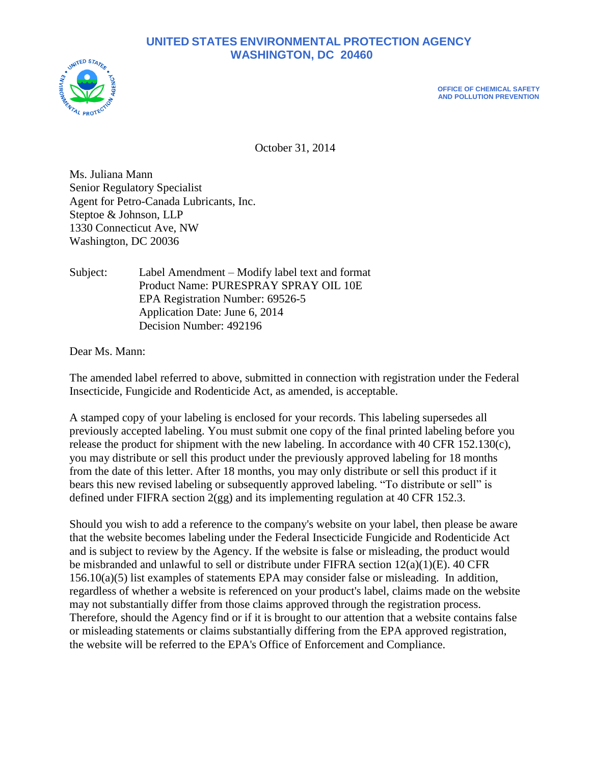# UNITED STATES ENVIRONMENTAL PROTECTION AGENCY
# WASHINGTON, DC 20460

OFFICE OF CHEMICAL SAFETY
AND POLLUTION PREVENTION

October 31, 2014

Ms. Juliana Mann
Senior Regulatory Specialist
Agent for Petro-Canada Lubricants, Inc.
Steptoe & Johnson, LLP
1330 Connecticut Ave, NW
Washington, DC 20036

Subject: Label Amendment – Modify label text and format
Product Name: PURESPRAY SPRAY OIL 10E
EPA Registration Number: 69526-5
Application Date: June 6, 2014
Decision Number: 492196

Dear Ms. Mann:

The amended label referred to above, submitted in connection with registration under the Federal Insecticide, Fungicide and Rodenticide Act, as amended, is acceptable.

A stamped copy of your labeling is enclosed for your records. This labeling supersedes all previously accepted labeling. You must submit one copy of the final printed labeling before you release the product for shipment with the new labeling. In accordance with 40 CFR 152.130(c), you may distribute or sell this product under the previously approved labeling for 18 months from the date of this letter. After 18 months, you may only distribute or sell this product if it bears this new revised labeling or subsequently approved labeling. "To distribute or sell" is defined under FIFRA section 2(gg) and its implementing regulation at 40 CFR 152.3.

Should you wish to add a reference to the company's website on your label, then please be aware that the website becomes labeling under the Federal Insecticide Fungicide and Rodenticide Act and is subject to review by the Agency. If the website is false or misleading, the product would be misbranded and unlawful to sell or distribute under FIFRA section 12(a)(1)(E). 40 CFR 156.10(a)(5) list examples of statements EPA may consider false or misleading. In addition, regardless of whether a website is referenced on your product's label, claims made on the website may not substantially differ from those claims approved through the registration process. Therefore, should the Agency find or if it is brought to our attention that a website contains false or misleading statements or claims substantially differing from the EPA approved registration, the website will be referred to the EPA's Office of Enforcement and Compliance.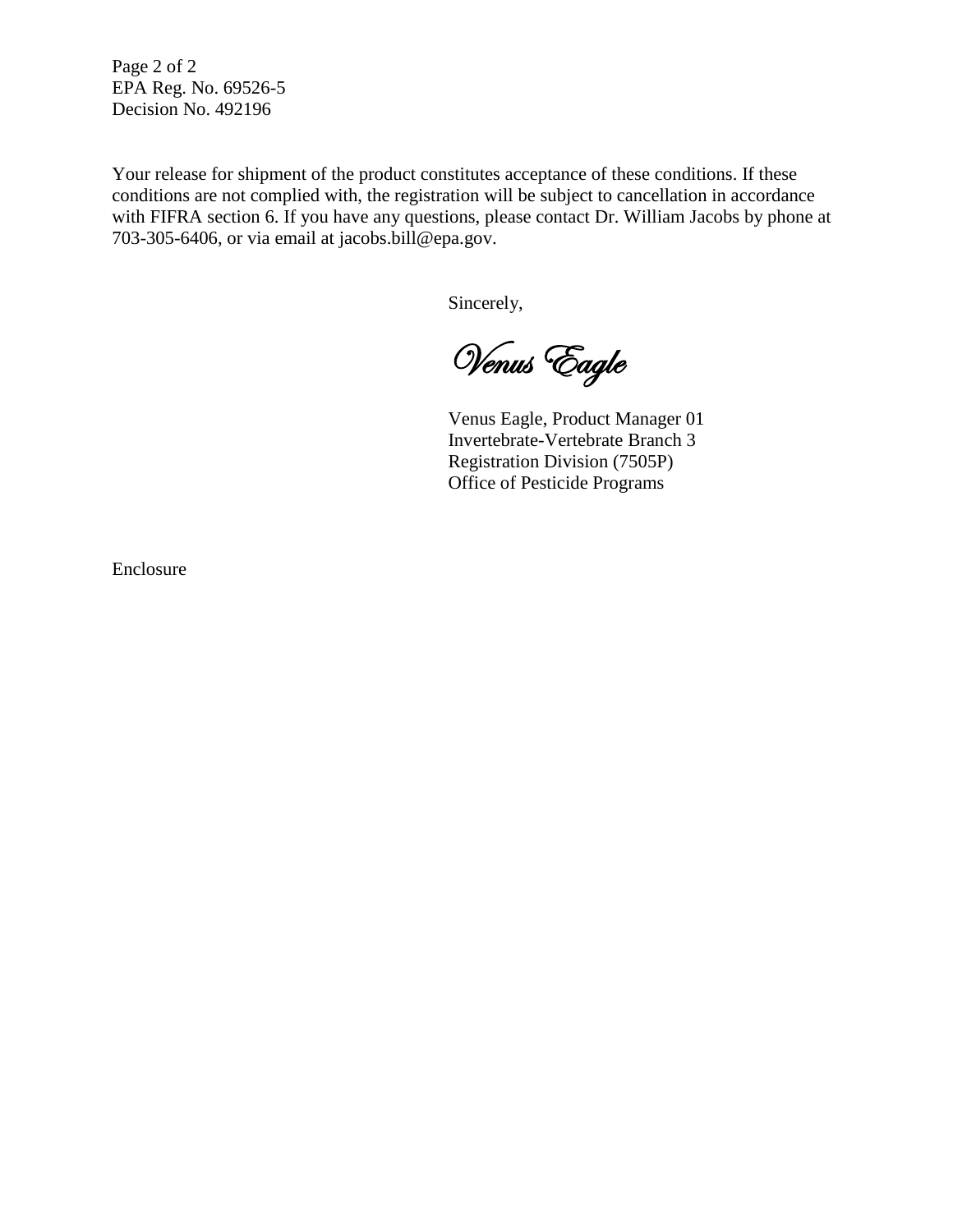EPA Reg. No. 69526-5
Decision No. 492196

Your release for shipment of the product constitutes acceptance of these conditions. If these conditions are not complied with, the registration will be subject to cancellation in accordance with FIFRA section 6. If you have any questions, please contact Dr. William Jacobs by phone at 703-305-6406, or via email at jacobs.bill@epa.gov.

Sincerely,

*Venus Eagle*

Venus Eagle, Product Manager 01
Invertebrate-Vertebrate Branch 3
Registration Division (7505P)
Office of Pesticide Programs

Enclosure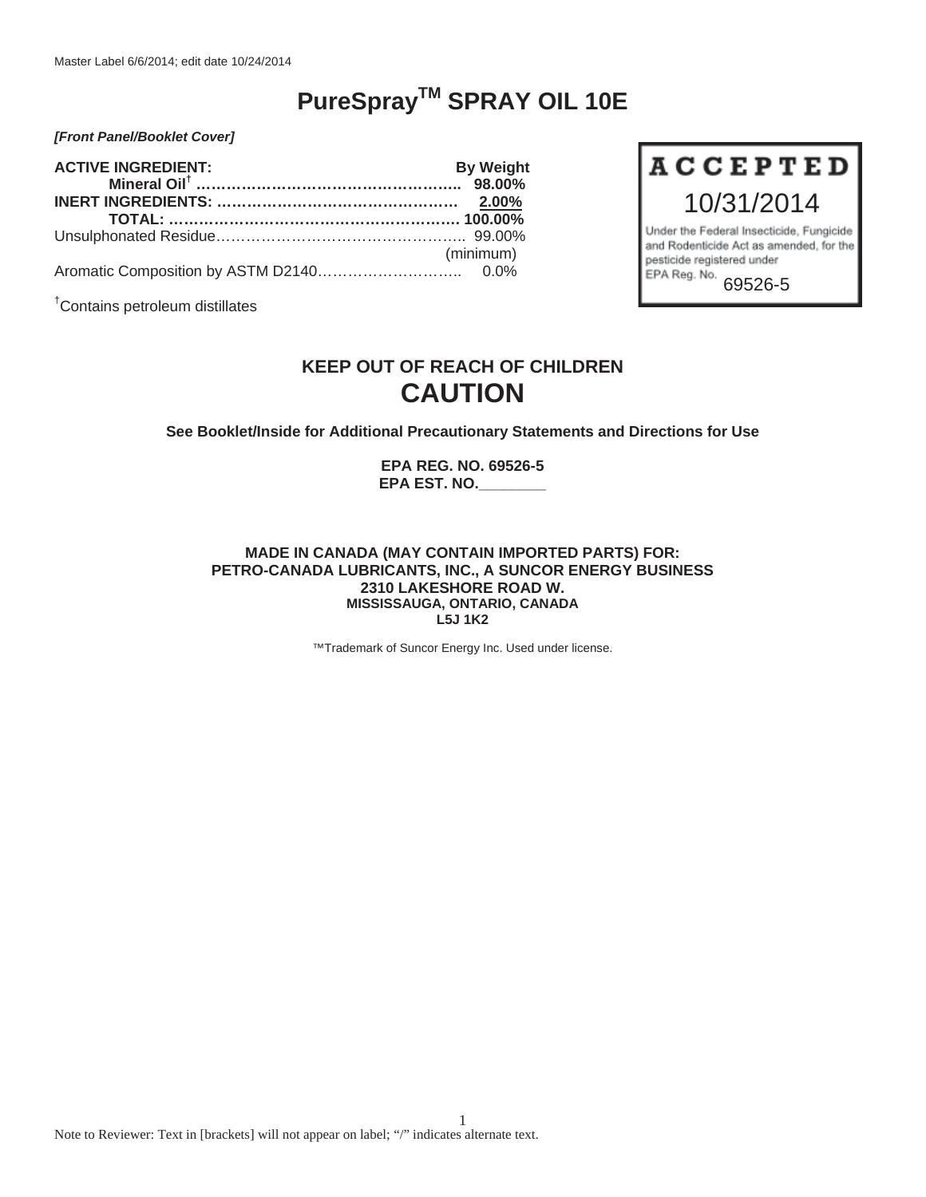Master Label 6/6/2014; edit date 10/24/2014

# PureSpray™ SPRAY OIL 10E

***[Front Panel/Booklet Cover]***

| | By Weight |
|---|---|
| **ACTIVE INGREDIENT:** | |
| **Mineral Oil†** | **98.00%** |
| **INERT INGREDIENTS:** | **2.00%** |
| **TOTAL:** | **100.00%** |
| Unsulphonated Residue | 99.00% (minimum) |
| Aromatic Composition by ASTM D2140 | 0.0% |

†Contains petroleum distillates

**ACCEPTED**
10/31/2014
Under the Federal Insecticide, Fungicide and Rodenticide Act as amended, for the pesticide registered under EPA Reg. No. 69526-5

## KEEP OUT OF REACH OF CHILDREN

# CAUTION

**See Booklet/Inside for Additional Precautionary Statements and Directions for Use**

**EPA REG. NO. 69526-5**
**EPA EST. NO.________**

**MADE IN CANADA (MAY CONTAIN IMPORTED PARTS) FOR:**
**PETRO-CANADA LUBRICANTS, INC., A SUNCOR ENERGY BUSINESS**
**2310 LAKESHORE ROAD W.**
**MISSISSAUGA, ONTARIO, CANADA**
**L5J 1K2**

™Trademark of Suncor Energy Inc. Used under license.

Note to Reviewer: Text in [brackets] will not appear on label; "/" indicates alternate text.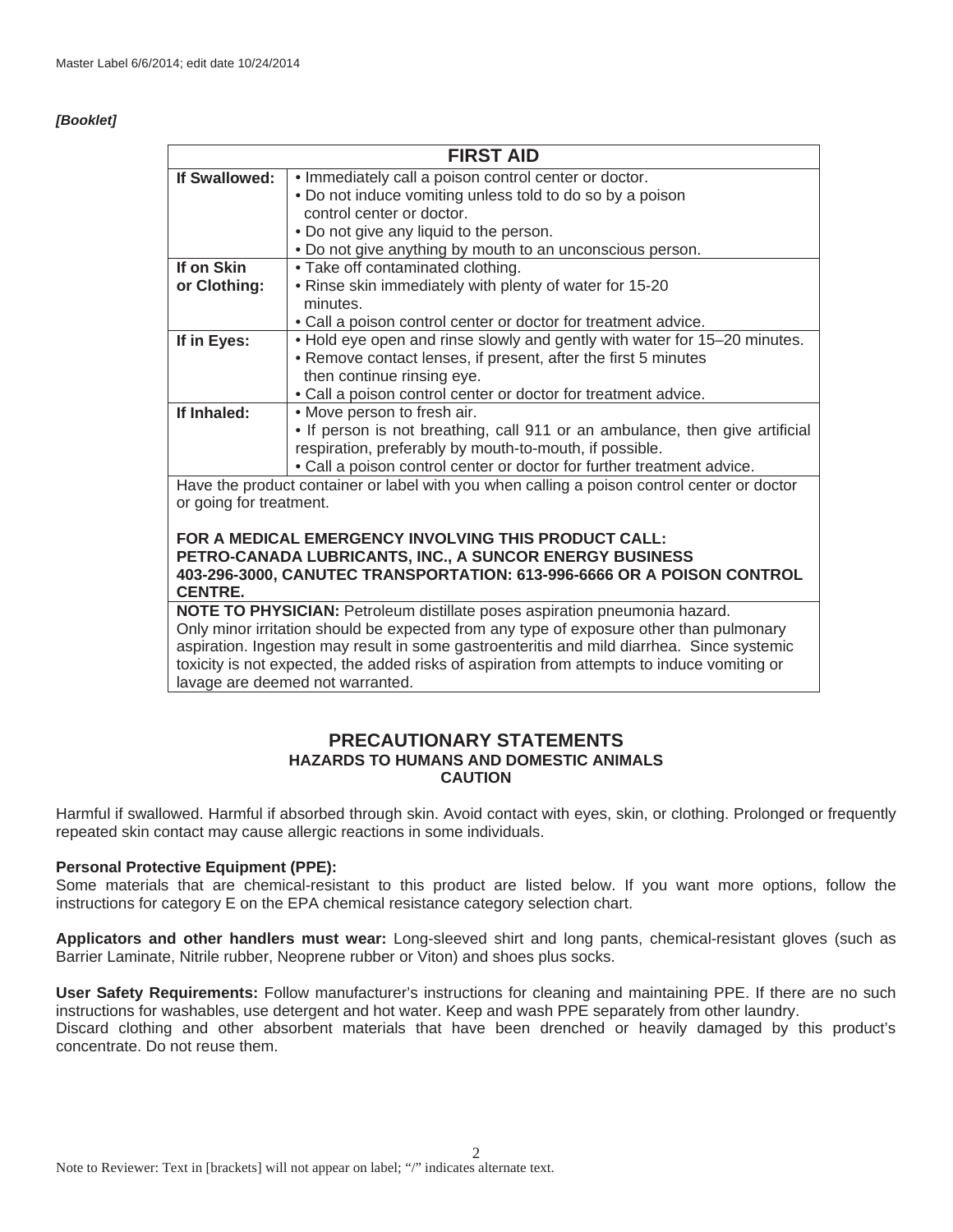Master Label 6/6/2014; edit date 10/24/2014

***[Booklet]***

| **FIRST AID** | |
|---|---|
| **If Swallowed:** | • Immediately call a poison control center or doctor.<br>• Do not induce vomiting unless told to do so by a poison control center or doctor.<br>• Do not give any liquid to the person.<br>• Do not give anything by mouth to an unconscious person. |
| **If on Skin or Clothing:** | • Take off contaminated clothing.<br>• Rinse skin immediately with plenty of water for 15-20 minutes.<br>• Call a poison control center or doctor for treatment advice. |
| **If in Eyes:** | • Hold eye open and rinse slowly and gently with water for 15–20 minutes.<br>• Remove contact lenses, if present, after the first 5 minutes then continue rinsing eye.<br>• Call a poison control center or doctor for treatment advice. |
| **If Inhaled:** | • Move person to fresh air.<br>• If person is not breathing, call 911 or an ambulance, then give artificial respiration, preferably by mouth-to-mouth, if possible.<br>• Call a poison control center or doctor for further treatment advice. |
| Have the product container or label with you when calling a poison control center or doctor or going for treatment.<br><br>**FOR A MEDICAL EMERGENCY INVOLVING THIS PRODUCT CALL: PETRO-CANADA LUBRICANTS, INC., A SUNCOR ENERGY BUSINESS 403-296-3000, CANUTEC TRANSPORTATION: 613-996-6666 OR A POISON CONTROL CENTRE.** | |
| **NOTE TO PHYSICIAN:** Petroleum distillate poses aspiration pneumonia hazard. Only minor irritation should be expected from any type of exposure other than pulmonary aspiration. Ingestion may result in some gastroenteritis and mild diarrhea. Since systemic toxicity is not expected, the added risks of aspiration from attempts to induce vomiting or lavage are deemed not warranted. | |

## PRECAUTIONARY STATEMENTS
### HAZARDS TO HUMANS AND DOMESTIC ANIMALS
### CAUTION

Harmful if swallowed. Harmful if absorbed through skin. Avoid contact with eyes, skin, or clothing. Prolonged or frequently repeated skin contact may cause allergic reactions in some individuals.

**Personal Protective Equipment (PPE):**
Some materials that are chemical-resistant to this product are listed below. If you want more options, follow the instructions for category E on the EPA chemical resistance category selection chart.

**Applicators and other handlers must wear:** Long-sleeved shirt and long pants, chemical-resistant gloves (such as Barrier Laminate, Nitrile rubber, Neoprene rubber or Viton) and shoes plus socks.

**User Safety Requirements:** Follow manufacturer's instructions for cleaning and maintaining PPE. If there are no such instructions for washables, use detergent and hot water. Keep and wash PPE separately from other laundry.
Discard clothing and other absorbent materials that have been drenched or heavily damaged by this product's concentrate. Do not reuse them.

Note to Reviewer: Text in [brackets] will not appear on label; "/" indicates alternate text.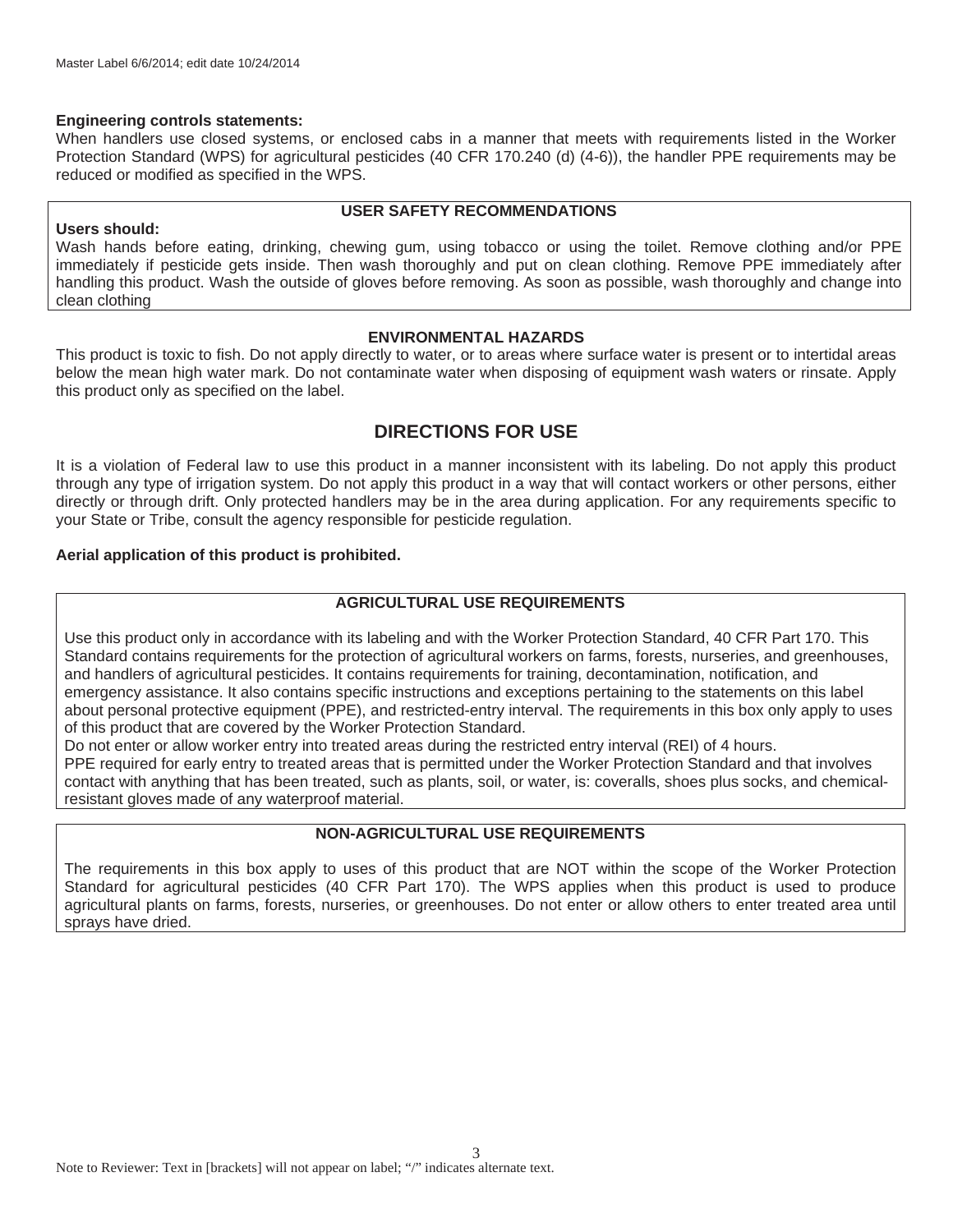**Engineering controls statements:**
When handlers use closed systems, or enclosed cabs in a manner that meets with requirements listed in the Worker Protection Standard (WPS) for agricultural pesticides (40 CFR 170.240 (d) (4-6)), the handler PPE requirements may be reduced or modified as specified in the WPS.

## USER SAFETY RECOMMENDATIONS

**Users should:**
Wash hands before eating, drinking, chewing gum, using tobacco or using the toilet. Remove clothing and/or PPE immediately if pesticide gets inside. Then wash thoroughly and put on clean clothing. Remove PPE immediately after handling this product. Wash the outside of gloves before removing. As soon as possible, wash thoroughly and change into clean clothing

## ENVIRONMENTAL HAZARDS

This product is toxic to fish. Do not apply directly to water, or to areas where surface water is present or to intertidal areas below the mean high water mark. Do not contaminate water when disposing of equipment wash waters or rinsate. Apply this product only as specified on the label.

# DIRECTIONS FOR USE

It is a violation of Federal law to use this product in a manner inconsistent with its labeling. Do not apply this product through any type of irrigation system. Do not apply this product in a way that will contact workers or other persons, either directly or through drift. Only protected handlers may be in the area during application. For any requirements specific to your State or Tribe, consult the agency responsible for pesticide regulation.

**Aerial application of this product is prohibited.**

## AGRICULTURAL USE REQUIREMENTS

Use this product only in accordance with its labeling and with the Worker Protection Standard, 40 CFR Part 170. This Standard contains requirements for the protection of agricultural workers on farms, forests, nurseries, and greenhouses, and handlers of agricultural pesticides. It contains requirements for training, decontamination, notification, and emergency assistance. It also contains specific instructions and exceptions pertaining to the statements on this label about personal protective equipment (PPE), and restricted-entry interval. The requirements in this box only apply to uses of this product that are covered by the Worker Protection Standard.
Do not enter or allow worker entry into treated areas during the restricted entry interval (REI) of 4 hours.
PPE required for early entry to treated areas that is permitted under the Worker Protection Standard and that involves contact with anything that has been treated, such as plants, soil, or water, is: coveralls, shoes plus socks, and chemical-resistant gloves made of any waterproof material.

## NON-AGRICULTURAL USE REQUIREMENTS

The requirements in this box apply to uses of this product that are NOT within the scope of the Worker Protection Standard for agricultural pesticides (40 CFR Part 170). The WPS applies when this product is used to produce agricultural plants on farms, forests, nurseries, or greenhouses. Do not enter or allow others to enter treated area until sprays have dried.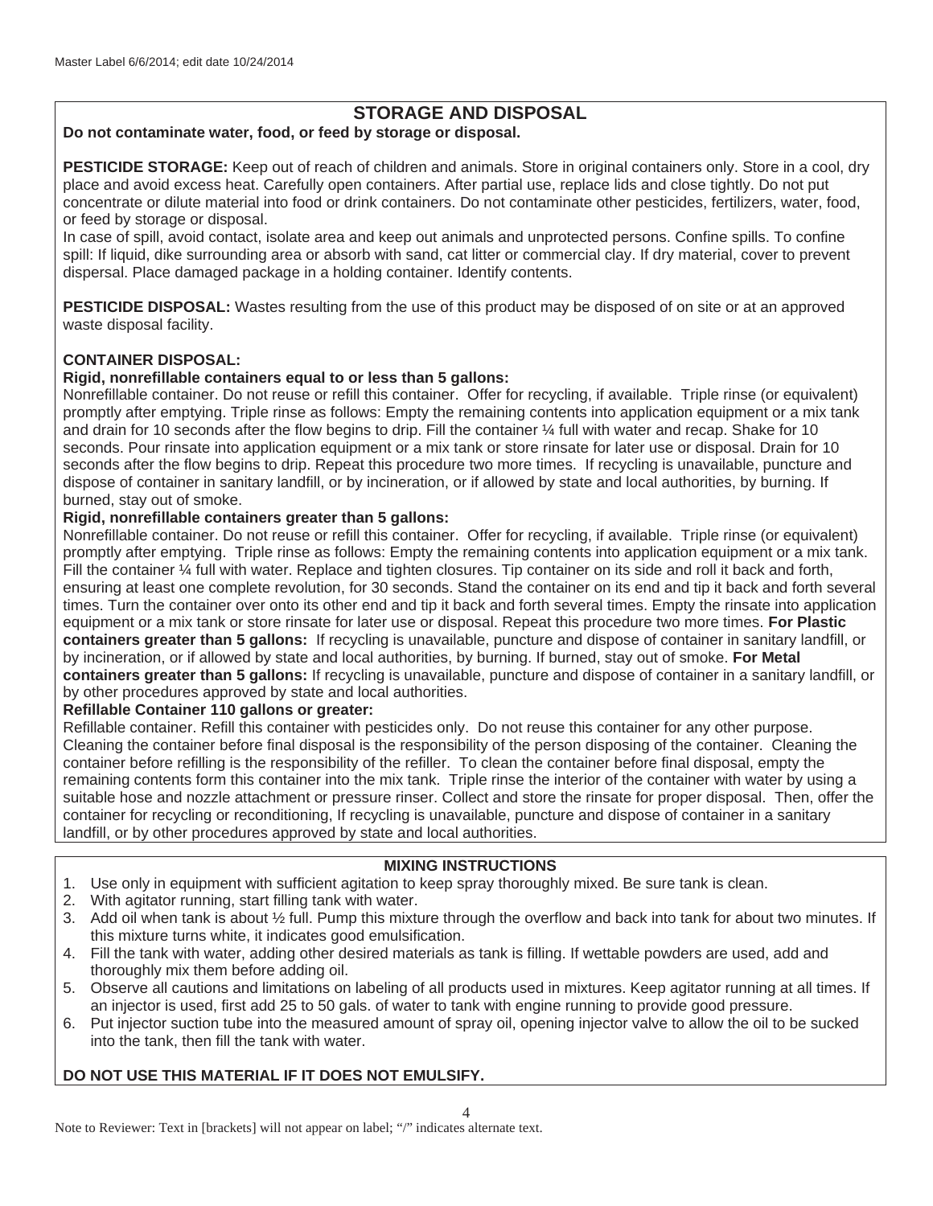Master Label 6/6/2014; edit date 10/24/2014

## STORAGE AND DISPOSAL

**Do not contaminate water, food, or feed by storage or disposal.**

**PESTICIDE STORAGE:** Keep out of reach of children and animals. Store in original containers only. Store in a cool, dry place and avoid excess heat. Carefully open containers. After partial use, replace lids and close tightly. Do not put concentrate or dilute material into food or drink containers. Do not contaminate other pesticides, fertilizers, water, food, or feed by storage or disposal.

In case of spill, avoid contact, isolate area and keep out animals and unprotected persons. Confine spills. To confine spill: If liquid, dike surrounding area or absorb with sand, cat litter or commercial clay. If dry material, cover to prevent dispersal. Place damaged package in a holding container. Identify contents.

**PESTICIDE DISPOSAL:** Wastes resulting from the use of this product may be disposed of on site or at an approved waste disposal facility.

**CONTAINER DISPOSAL:**

**Rigid, nonrefillable containers equal to or less than 5 gallons:**

Nonrefillable container. Do not reuse or refill this container. Offer for recycling, if available. Triple rinse (or equivalent) promptly after emptying. Triple rinse as follows: Empty the remaining contents into application equipment or a mix tank and drain for 10 seconds after the flow begins to drip. Fill the container ¼ full with water and recap. Shake for 10 seconds. Pour rinsate into application equipment or a mix tank or store rinsate for later use or disposal. Drain for 10 seconds after the flow begins to drip. Repeat this procedure two more times. If recycling is unavailable, puncture and dispose of container in sanitary landfill, or by incineration, or if allowed by state and local authorities, by burning. If burned, stay out of smoke.

**Rigid, nonrefillable containers greater than 5 gallons:**

Nonrefillable container. Do not reuse or refill this container. Offer for recycling, if available. Triple rinse (or equivalent) promptly after emptying. Triple rinse as follows: Empty the remaining contents into application equipment or a mix tank. Fill the container ¼ full with water. Replace and tighten closures. Tip container on its side and roll it back and forth, ensuring at least one complete revolution, for 30 seconds. Stand the container on its end and tip it back and forth several times. Turn the container over onto its other end and tip it back and forth several times. Empty the rinsate into application equipment or a mix tank or store rinsate for later use or disposal. Repeat this procedure two more times. **For Plastic containers greater than 5 gallons:** If recycling is unavailable, puncture and dispose of container in sanitary landfill, or by incineration, or if allowed by state and local authorities, by burning. If burned, stay out of smoke. **For Metal containers greater than 5 gallons:** If recycling is unavailable, puncture and dispose of container in a sanitary landfill, or by other procedures approved by state and local authorities.

**Refillable Container 110 gallons or greater:**

Refillable container. Refill this container with pesticides only. Do not reuse this container for any other purpose. Cleaning the container before final disposal is the responsibility of the person disposing of the container. Cleaning the container before refilling is the responsibility of the refiller. To clean the container before final disposal, empty the remaining contents form this container into the mix tank. Triple rinse the interior of the container with water by using a suitable hose and nozzle attachment or pressure rinser. Collect and store the rinsate for proper disposal. Then, offer the container for recycling or reconditioning, If recycling is unavailable, puncture and dispose of container in a sanitary landfill, or by other procedures approved by state and local authorities.

## MIXING INSTRUCTIONS

1. Use only in equipment with sufficient agitation to keep spray thoroughly mixed. Be sure tank is clean.
2. With agitator running, start filling tank with water.
3. Add oil when tank is about ½ full. Pump this mixture through the overflow and back into tank for about two minutes. If this mixture turns white, it indicates good emulsification.
4. Fill the tank with water, adding other desired materials as tank is filling. If wettable powders are used, add and thoroughly mix them before adding oil.
5. Observe all cautions and limitations on labeling of all products used in mixtures. Keep agitator running at all times. If an injector is used, first add 25 to 50 gals. of water to tank with engine running to provide good pressure.
6. Put injector suction tube into the measured amount of spray oil, opening injector valve to allow the oil to be sucked into the tank, then fill the tank with water.

**DO NOT USE THIS MATERIAL IF IT DOES NOT EMULSIFY.**

Note to Reviewer: Text in [brackets] will not appear on label; "/" indicates alternate text.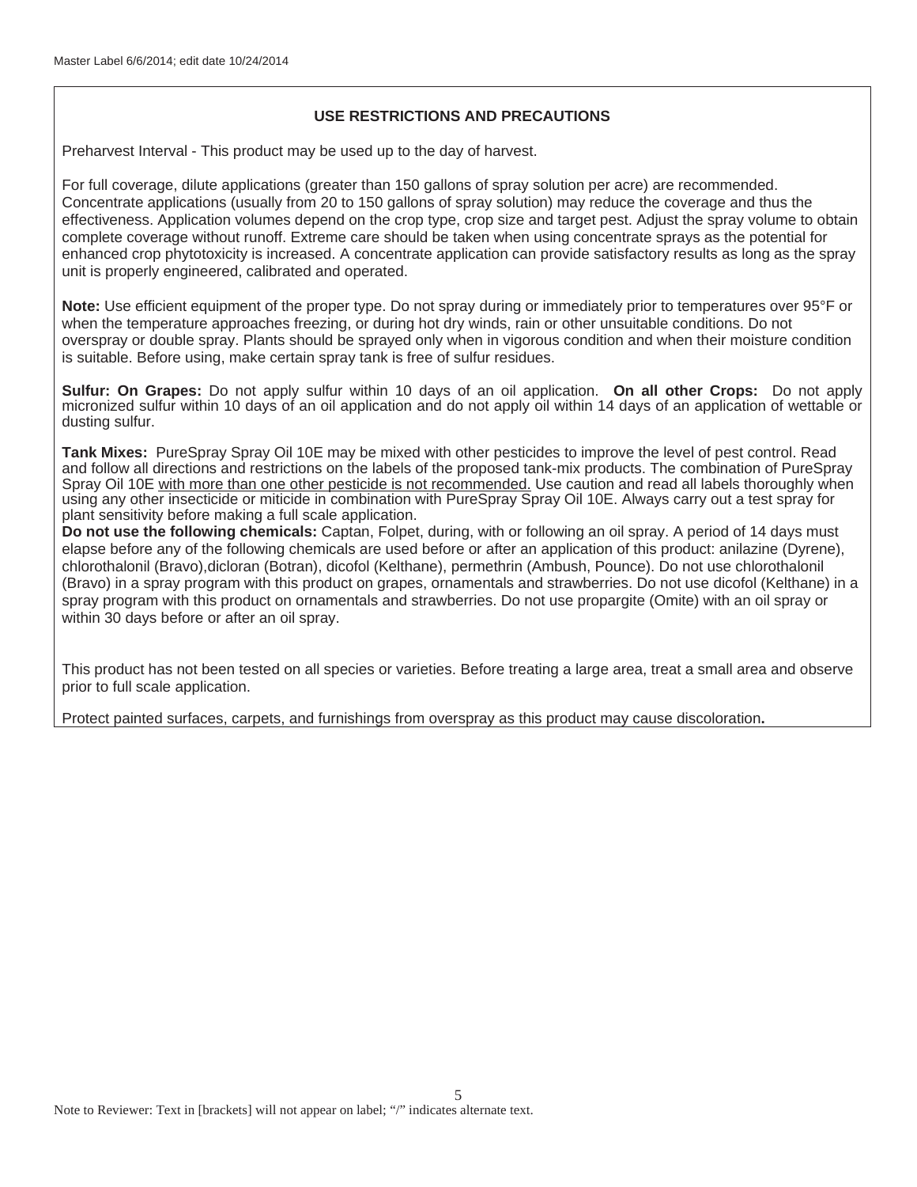## USE RESTRICTIONS AND PRECAUTIONS

Preharvest Interval - This product may be used up to the day of harvest.

For full coverage, dilute applications (greater than 150 gallons of spray solution per acre) are recommended. Concentrate applications (usually from 20 to 150 gallons of spray solution) may reduce the coverage and thus the effectiveness. Application volumes depend on the crop type, crop size and target pest. Adjust the spray volume to obtain complete coverage without runoff. Extreme care should be taken when using concentrate sprays as the potential for enhanced crop phytotoxicity is increased. A concentrate application can provide satisfactory results as long as the spray unit is properly engineered, calibrated and operated.

**Note:** Use efficient equipment of the proper type. Do not spray during or immediately prior to temperatures over 95°F or when the temperature approaches freezing, or during hot dry winds, rain or other unsuitable conditions. Do not overspray or double spray. Plants should be sprayed only when in vigorous condition and when their moisture condition is suitable. Before using, make certain spray tank is free of sulfur residues.

**Sulfur: On Grapes:** Do not apply sulfur within 10 days of an oil application. **On all other Crops:** Do not apply micronized sulfur within 10 days of an oil application and do not apply oil within 14 days of an application of wettable or dusting sulfur.

**Tank Mixes:** PureSpray Spray Oil 10E may be mixed with other pesticides to improve the level of pest control. Read and follow all directions and restrictions on the labels of the proposed tank-mix products. The combination of PureSpray Spray Oil 10E with more than one other pesticide is not recommended. Use caution and read all labels thoroughly when using any other insecticide or miticide in combination with PureSpray Spray Oil 10E. Always carry out a test spray for plant sensitivity before making a full scale application.

**Do not use the following chemicals:** Captan, Folpet, during, with or following an oil spray. A period of 14 days must elapse before any of the following chemicals are used before or after an application of this product: anilazine (Dyrene), chlorothalonil (Bravo),dicloran (Botran), dicofol (Kelthane), permethrin (Ambush, Pounce). Do not use chlorothalonil (Bravo) in a spray program with this product on grapes, ornamentals and strawberries. Do not use dicofol (Kelthane) in a spray program with this product on ornamentals and strawberries. Do not use propargite (Omite) with an oil spray or within 30 days before or after an oil spray.

This product has not been tested on all species or varieties. Before treating a large area, treat a small area and observe prior to full scale application.

Protect painted surfaces, carpets, and furnishings from overspray as this product may cause discoloration**.**

Note to Reviewer: Text in [brackets] will not appear on label; "/" indicates alternate text.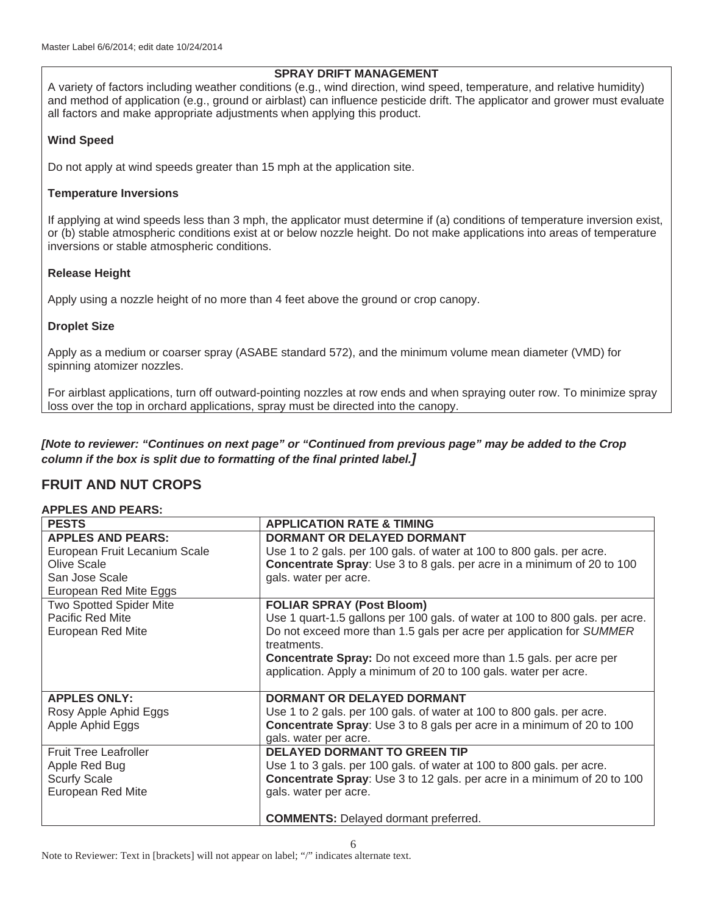**SPRAY DRIFT MANAGEMENT**

A variety of factors including weather conditions (e.g., wind direction, wind speed, temperature, and relative humidity) and method of application (e.g., ground or airblast) can influence pesticide drift. The applicator and grower must evaluate all factors and make appropriate adjustments when applying this product.

**Wind Speed**

Do not apply at wind speeds greater than 15 mph at the application site.

**Temperature Inversions**

If applying at wind speeds less than 3 mph, the applicator must determine if (a) conditions of temperature inversion exist, or (b) stable atmospheric conditions exist at or below nozzle height. Do not make applications into areas of temperature inversions or stable atmospheric conditions.

**Release Height**

Apply using a nozzle height of no more than 4 feet above the ground or crop canopy.

**Droplet Size**

Apply as a medium or coarser spray (ASABE standard 572), and the minimum volume mean diameter (VMD) for spinning atomizer nozzles.

For airblast applications, turn off outward-pointing nozzles at row ends and when spraying outer row. To minimize spray loss over the top in orchard applications, spray must be directed into the canopy.

***[Note to reviewer: "Continues on next page" or "Continued from previous page" may be added to the Crop column if the box is split due to formatting of the final printed label.]***

## FRUIT AND NUT CROPS

**APPLES AND PEARS:**

| PESTS | APPLICATION RATE & TIMING |
|---|---|
| **APPLES AND PEARS:**<br>European Fruit Lecanium Scale<br>Olive Scale<br>San Jose Scale<br>European Red Mite Eggs | **DORMANT OR DELAYED DORMANT**<br>Use 1 to 2 gals. per 100 gals. of water at 100 to 800 gals. per acre.<br>**Concentrate Spray**: Use 3 to 8 gals. per acre in a minimum of 20 to 100 gals. water per acre. |
| Two Spotted Spider Mite<br>Pacific Red Mite<br>European Red Mite | **FOLIAR SPRAY (Post Bloom)**<br>Use 1 quart-1.5 gallons per 100 gals. of water at 100 to 800 gals. per acre. Do not exceed more than 1.5 gals per acre per application for *SUMMER* treatments.<br>**Concentrate Spray:** Do not exceed more than 1.5 gals. per acre per application. Apply a minimum of 20 to 100 gals. water per acre. |
| **APPLES ONLY:**<br>Rosy Apple Aphid Eggs<br>Apple Aphid Eggs | **DORMANT OR DELAYED DORMANT**<br>Use 1 to 2 gals. per 100 gals. of water at 100 to 800 gals. per acre.<br>**Concentrate Spray**: Use 3 to 8 gals per acre in a minimum of 20 to 100 gals. water per acre. |
| Fruit Tree Leafroller<br>Apple Red Bug<br>Scurfy Scale<br>European Red Mite | **DELAYED DORMANT TO GREEN TIP**<br>Use 1 to 3 gals. per 100 gals. of water at 100 to 800 gals. per acre.<br>**Concentrate Spray**: Use 3 to 12 gals. per acre in a minimum of 20 to 100 gals. water per acre.<br><br>**COMMENTS:** Delayed dormant preferred. |

Note to Reviewer: Text in [brackets] will not appear on label; "/" indicates alternate text.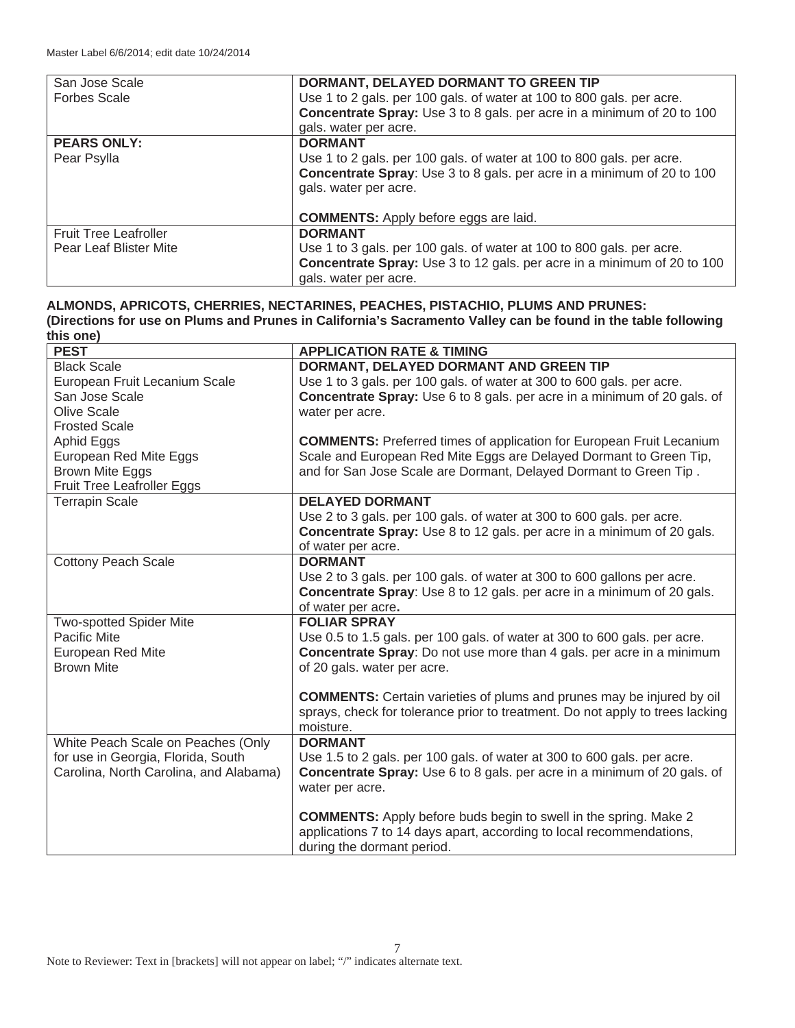| San Jose Scale<br>Forbes Scale | **DORMANT, DELAYED DORMANT TO GREEN TIP**<br>Use 1 to 2 gals. per 100 gals. of water at 100 to 800 gals. per acre.<br>**Concentrate Spray:** Use 3 to 8 gals. per acre in a minimum of 20 to 100 gals. water per acre. |
|---|---|
| **PEARS ONLY:**<br>Pear Psylla | **DORMANT**<br>Use 1 to 2 gals. per 100 gals. of water at 100 to 800 gals. per acre.<br>**Concentrate Spray**: Use 3 to 8 gals. per acre in a minimum of 20 to 100 gals. water per acre.<br><br>**COMMENTS:** Apply before eggs are laid. |
| Fruit Tree Leafroller<br>Pear Leaf Blister Mite | **DORMANT**<br>Use 1 to 3 gals. per 100 gals. of water at 100 to 800 gals. per acre.<br>**Concentrate Spray:** Use 3 to 12 gals. per acre in a minimum of 20 to 100 gals. water per acre. |

**ALMONDS, APRICOTS, CHERRIES, NECTARINES, PEACHES, PISTACHIO, PLUMS AND PRUNES:**
**(Directions for use on Plums and Prunes in California's Sacramento Valley can be found in the table following this one)**

| PEST | APPLICATION RATE & TIMING |
|---|---|
| Black Scale<br>European Fruit Lecanium Scale<br>San Jose Scale<br>Olive Scale<br>Frosted Scale<br>Aphid Eggs<br>European Red Mite Eggs<br>Brown Mite Eggs<br>Fruit Tree Leafroller Eggs | **DORMANT, DELAYED DORMANT AND GREEN TIP**<br>Use 1 to 3 gals. per 100 gals. of water at 300 to 600 gals. per acre.<br>**Concentrate Spray:** Use 6 to 8 gals. per acre in a minimum of 20 gals. of water per acre.<br><br>**COMMENTS:** Preferred times of application for European Fruit Lecanium Scale and European Red Mite Eggs are Delayed Dormant to Green Tip, and for San Jose Scale are Dormant, Delayed Dormant to Green Tip . |
| Terrapin Scale | **DELAYED DORMANT**<br>Use 2 to 3 gals. per 100 gals. of water at 300 to 600 gals. per acre.<br>**Concentrate Spray:** Use 8 to 12 gals. per acre in a minimum of 20 gals. of water per acre. |
| Cottony Peach Scale | **DORMANT**<br>Use 2 to 3 gals. per 100 gals. of water at 300 to 600 gallons per acre.<br>**Concentrate Spray**: Use 8 to 12 gals. per acre in a minimum of 20 gals. of water per acre**.** |
| Two-spotted Spider Mite<br>Pacific Mite<br>European Red Mite<br>Brown Mite | **FOLIAR SPRAY**<br>Use 0.5 to 1.5 gals. per 100 gals. of water at 300 to 600 gals. per acre.<br>**Concentrate Spray**: Do not use more than 4 gals. per acre in a minimum of 20 gals. water per acre.<br><br>**COMMENTS:** Certain varieties of plums and prunes may be injured by oil sprays, check for tolerance prior to treatment. Do not apply to trees lacking moisture. |
| White Peach Scale on Peaches (Only for use in Georgia, Florida, South Carolina, North Carolina, and Alabama) | **DORMANT**<br>Use 1.5 to 2 gals. per 100 gals. of water at 300 to 600 gals. per acre.<br>**Concentrate Spray:** Use 6 to 8 gals. per acre in a minimum of 20 gals. of water per acre.<br><br>**COMMENTS:** Apply before buds begin to swell in the spring. Make 2 applications 7 to 14 days apart, according to local recommendations, during the dormant period. |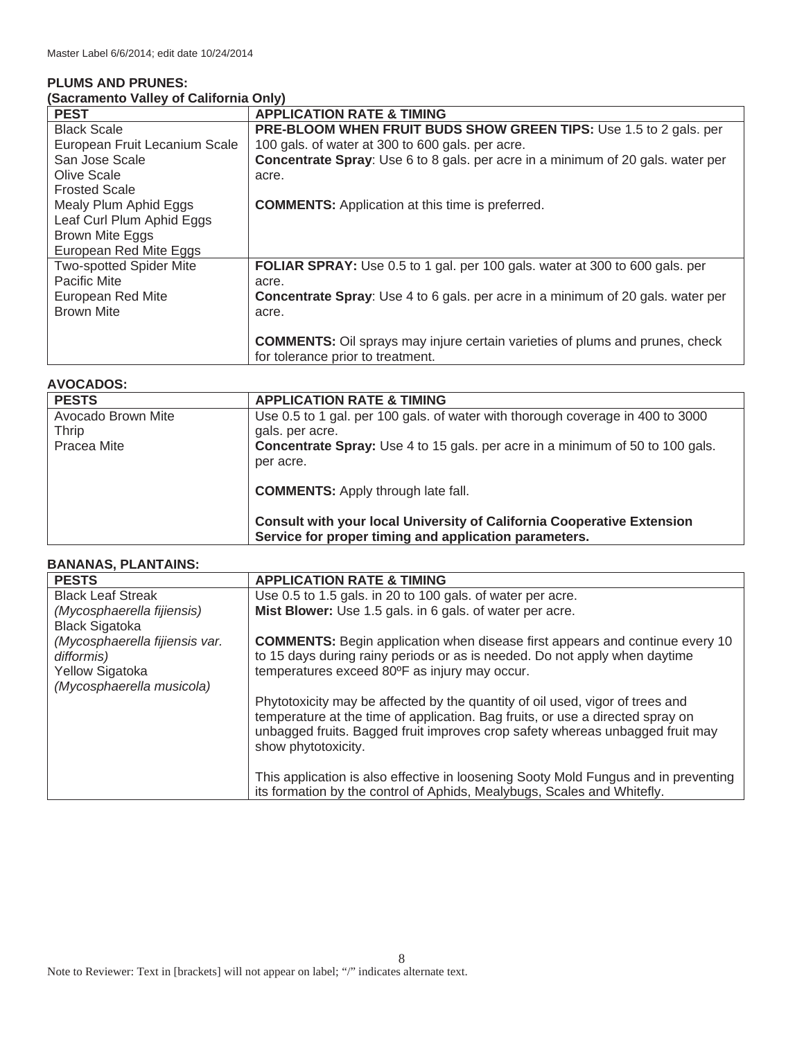Master Label 6/6/2014; edit date 10/24/2014

**PLUMS AND PRUNES:**
**(Sacramento Valley of California Only)**

| PEST | APPLICATION RATE & TIMING |
|---|---|
| Black Scale<br>European Fruit Lecanium Scale<br>San Jose Scale<br>Olive Scale<br>Frosted Scale<br>Mealy Plum Aphid Eggs<br>Leaf Curl Plum Aphid Eggs<br>Brown Mite Eggs<br>European Red Mite Eggs | **PRE-BLOOM WHEN FRUIT BUDS SHOW GREEN TIPS:** Use 1.5 to 2 gals. per 100 gals. of water at 300 to 600 gals. per acre.<br>**Concentrate Spray**: Use 6 to 8 gals. per acre in a minimum of 20 gals. water per acre.<br><br>**COMMENTS:** Application at this time is preferred. |
| Two-spotted Spider Mite<br>Pacific Mite<br>European Red Mite<br>Brown Mite | **FOLIAR SPRAY:** Use 0.5 to 1 gal. per 100 gals. water at 300 to 600 gals. per acre.<br>**Concentrate Spray**: Use 4 to 6 gals. per acre in a minimum of 20 gals. water per acre.<br><br>**COMMENTS:** Oil sprays may injure certain varieties of plums and prunes, check for tolerance prior to treatment. |

**AVOCADOS:**

| PESTS | APPLICATION RATE & TIMING |
|---|---|
| Avocado Brown Mite<br>Thrip<br>Pracea Mite | Use 0.5 to 1 gal. per 100 gals. of water with thorough coverage in 400 to 3000 gals. per acre.<br>**Concentrate Spray:** Use 4 to 15 gals. per acre in a minimum of 50 to 100 gals. per acre.<br><br>**COMMENTS:** Apply through late fall.<br><br>**Consult with your local University of California Cooperative Extension Service for proper timing and application parameters.** |

**BANANAS, PLANTAINS:**

| PESTS | APPLICATION RATE & TIMING |
|---|---|
| Black Leaf Streak<br>*(Mycosphaerella fijiensis)*<br>Black Sigatoka<br>*(Mycosphaerella fijiensis var. difformis)*<br>Yellow Sigatoka<br>*(Mycosphaerella musicola)* | Use 0.5 to 1.5 gals. in 20 to 100 gals. of water per acre.<br>**Mist Blower:** Use 1.5 gals. in 6 gals. of water per acre.<br><br>**COMMENTS:** Begin application when disease first appears and continue every 10 to 15 days during rainy periods or as is needed. Do not apply when daytime temperatures exceed 80ºF as injury may occur.<br><br>Phytotoxicity may be affected by the quantity of oil used, vigor of trees and temperature at the time of application. Bag fruits, or use a directed spray on unbagged fruits. Bagged fruit improves crop safety whereas unbagged fruit may show phytotoxicity.<br><br>This application is also effective in loosening Sooty Mold Fungus and in preventing its formation by the control of Aphids, Mealybugs, Scales and Whitefly. |

Note to Reviewer: Text in [brackets] will not appear on label; "/" indicates alternate text.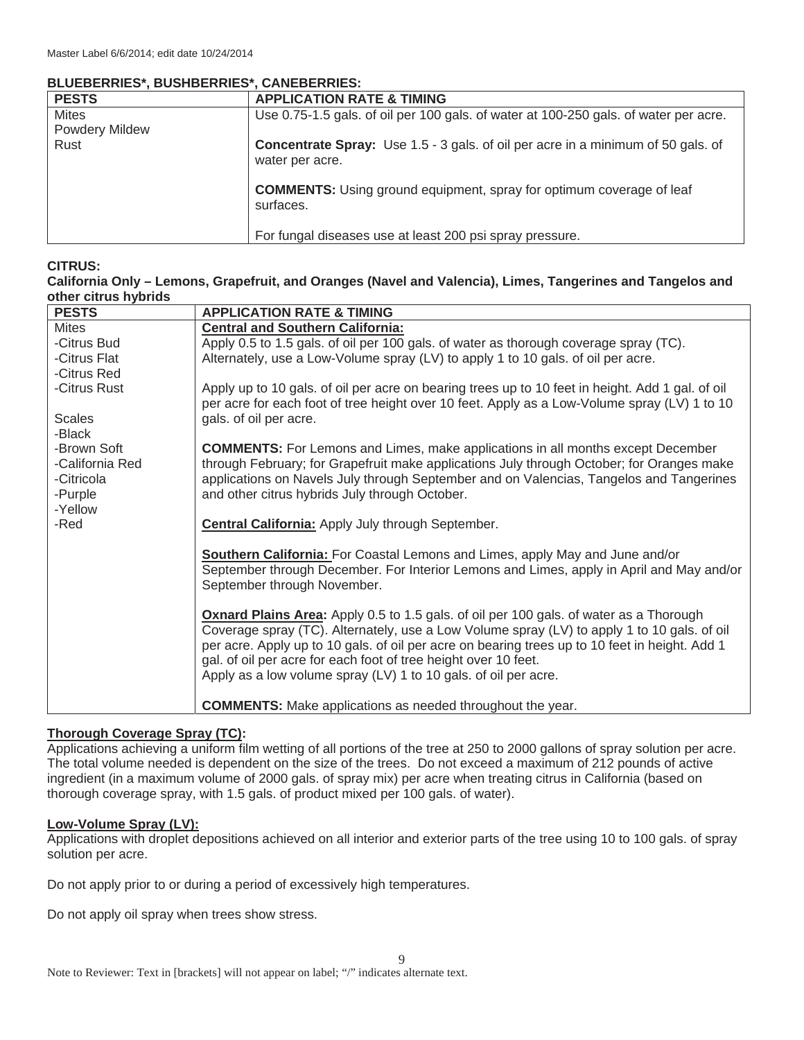**BLUEBERRIES*, BUSHBERRIES*, CANEBERRIES:**

| PESTS | APPLICATION RATE & TIMING |
|---|---|
| Mites<br>Powdery Mildew<br>Rust | Use 0.75-1.5 gals. of oil per 100 gals. of water at 100-250 gals. of water per acre.<br><br>**Concentrate Spray:** Use 1.5 - 3 gals. of oil per acre in a minimum of 50 gals. of water per acre.<br><br>**COMMENTS:** Using ground equipment, spray for optimum coverage of leaf surfaces.<br><br>For fungal diseases use at least 200 psi spray pressure. |

**CITRUS:**

**California Only – Lemons, Grapefruit, and Oranges (Navel and Valencia), Limes, Tangerines and Tangelos and other citrus hybrids**

| PESTS | APPLICATION RATE & TIMING |
|---|---|
| Mites<br>-Citrus Bud<br>-Citrus Flat<br>-Citrus Red<br>-Citrus Rust<br><br>Scales<br>-Black<br>-Brown Soft<br>-California Red<br>-Citricola<br>-Purple<br>-Yellow<br>-Red | **Central and Southern California:**<br>Apply 0.5 to 1.5 gals. of oil per 100 gals. of water as thorough coverage spray (TC). Alternately, use a Low-Volume spray (LV) to apply 1 to 10 gals. of oil per acre.<br><br>Apply up to 10 gals. of oil per acre on bearing trees up to 10 feet in height. Add 1 gal. of oil per acre for each foot of tree height over 10 feet. Apply as a Low-Volume spray (LV) 1 to 10 gals. of oil per acre.<br><br>**COMMENTS:** For Lemons and Limes, make applications in all months except December through February; for Grapefruit make applications July through October; for Oranges make applications on Navels July through September and on Valencias, Tangelos and Tangerines and other citrus hybrids July through October.<br><br>**Central California:** Apply July through September.<br><br>**Southern California:** For Coastal Lemons and Limes, apply May and June and/or September through December. For Interior Lemons and Limes, apply in April and May and/or September through November.<br><br>**Oxnard Plains Area:** Apply 0.5 to 1.5 gals. of oil per 100 gals. of water as a Thorough Coverage spray (TC). Alternately, use a Low Volume spray (LV) to apply 1 to 10 gals. of oil per acre. Apply up to 10 gals. of oil per acre on bearing trees up to 10 feet in height. Add 1 gal. of oil per acre for each foot of tree height over 10 feet.<br>Apply as a low volume spray (LV) 1 to 10 gals. of oil per acre.<br><br>**COMMENTS:** Make applications as needed throughout the year. |

**Thorough Coverage Spray (TC):**

Applications achieving a uniform film wetting of all portions of the tree at 250 to 2000 gallons of spray solution per acre. The total volume needed is dependent on the size of the trees. Do not exceed a maximum of 212 pounds of active ingredient (in a maximum volume of 2000 gals. of spray mix) per acre when treating citrus in California (based on thorough coverage spray, with 1.5 gals. of product mixed per 100 gals. of water).

**Low-Volume Spray (LV):**

Applications with droplet depositions achieved on all interior and exterior parts of the tree using 10 to 100 gals. of spray solution per acre.

Do not apply prior to or during a period of excessively high temperatures.

Do not apply oil spray when trees show stress.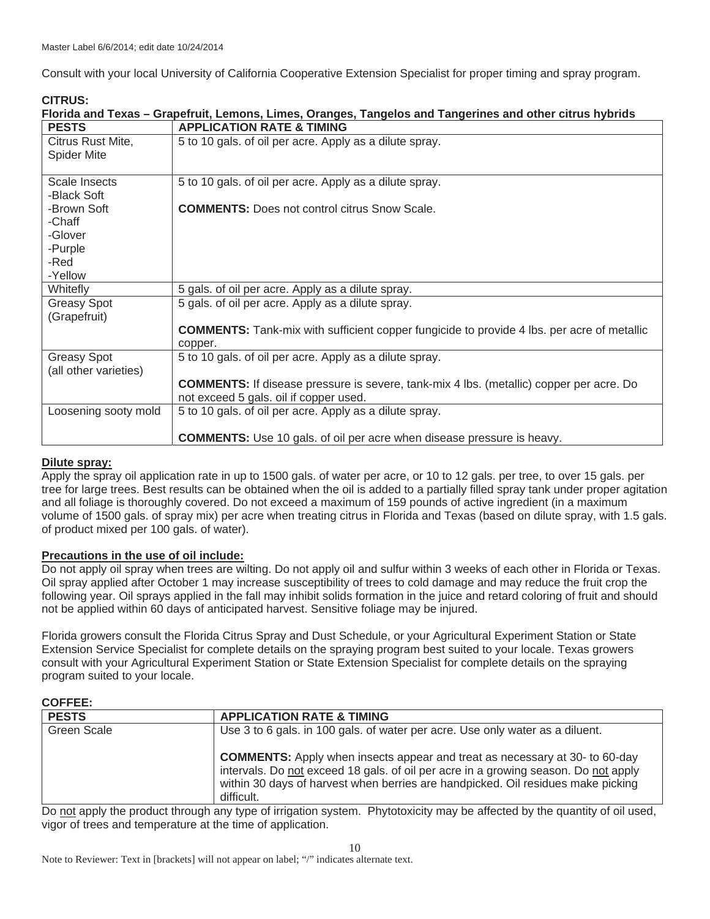Consult with your local University of California Cooperative Extension Specialist for proper timing and spray program.

**CITRUS:**

**Florida and Texas – Grapefruit, Lemons, Limes, Oranges, Tangelos and Tangerines and other citrus hybrids**

| PESTS | APPLICATION RATE & TIMING |
|---|---|
| Citrus Rust Mite, Spider Mite | 5 to 10 gals. of oil per acre. Apply as a dilute spray. |
| Scale Insects<br>-Black Soft<br>-Brown Soft<br>-Chaff<br>-Glover<br>-Purple<br>-Red<br>-Yellow | 5 to 10 gals. of oil per acre. Apply as a dilute spray.<br><br>**COMMENTS:** Does not control citrus Snow Scale. |
| Whitefly | 5 gals. of oil per acre. Apply as a dilute spray. |
| Greasy Spot (Grapefruit) | 5 gals. of oil per acre. Apply as a dilute spray.<br><br>**COMMENTS:** Tank-mix with sufficient copper fungicide to provide 4 lbs. per acre of metallic copper. |
| Greasy Spot (all other varieties) | 5 to 10 gals. of oil per acre. Apply as a dilute spray.<br><br>**COMMENTS:** If disease pressure is severe, tank-mix 4 lbs. (metallic) copper per acre. Do not exceed 5 gals. oil if copper used. |
| Loosening sooty mold | 5 to 10 gals. of oil per acre. Apply as a dilute spray.<br><br>**COMMENTS:** Use 10 gals. of oil per acre when disease pressure is heavy. |

**Dilute spray:**

Apply the spray oil application rate in up to 1500 gals. of water per acre, or 10 to 12 gals. per tree, to over 15 gals. per tree for large trees. Best results can be obtained when the oil is added to a partially filled spray tank under proper agitation and all foliage is thoroughly covered. Do not exceed a maximum of 159 pounds of active ingredient (in a maximum volume of 1500 gals. of spray mix) per acre when treating citrus in Florida and Texas (based on dilute spray, with 1.5 gals. of product mixed per 100 gals. of water).

**Precautions in the use of oil include:**

Do not apply oil spray when trees are wilting. Do not apply oil and sulfur within 3 weeks of each other in Florida or Texas. Oil spray applied after October 1 may increase susceptibility of trees to cold damage and may reduce the fruit crop the following year. Oil sprays applied in the fall may inhibit solids formation in the juice and retard coloring of fruit and should not be applied within 60 days of anticipated harvest. Sensitive foliage may be injured.

Florida growers consult the Florida Citrus Spray and Dust Schedule, or your Agricultural Experiment Station or State Extension Service Specialist for complete details on the spraying program best suited to your locale. Texas growers consult with your Agricultural Experiment Station or State Extension Specialist for complete details on the spraying program suited to your locale.

**COFFEE:**

| PESTS | APPLICATION RATE & TIMING |
|---|---|
| Green Scale | Use 3 to 6 gals. in 100 gals. of water per acre. Use only water as a diluent.<br><br>**COMMENTS:** Apply when insects appear and treat as necessary at 30- to 60-day intervals. Do not exceed 18 gals. of oil per acre in a growing season. Do not apply within 30 days of harvest when berries are handpicked. Oil residues make picking difficult. |

Do not apply the product through any type of irrigation system. Phytotoxicity may be affected by the quantity of oil used, vigor of trees and temperature at the time of application.

Note to Reviewer: Text in [brackets] will not appear on label; "/" indicates alternate text.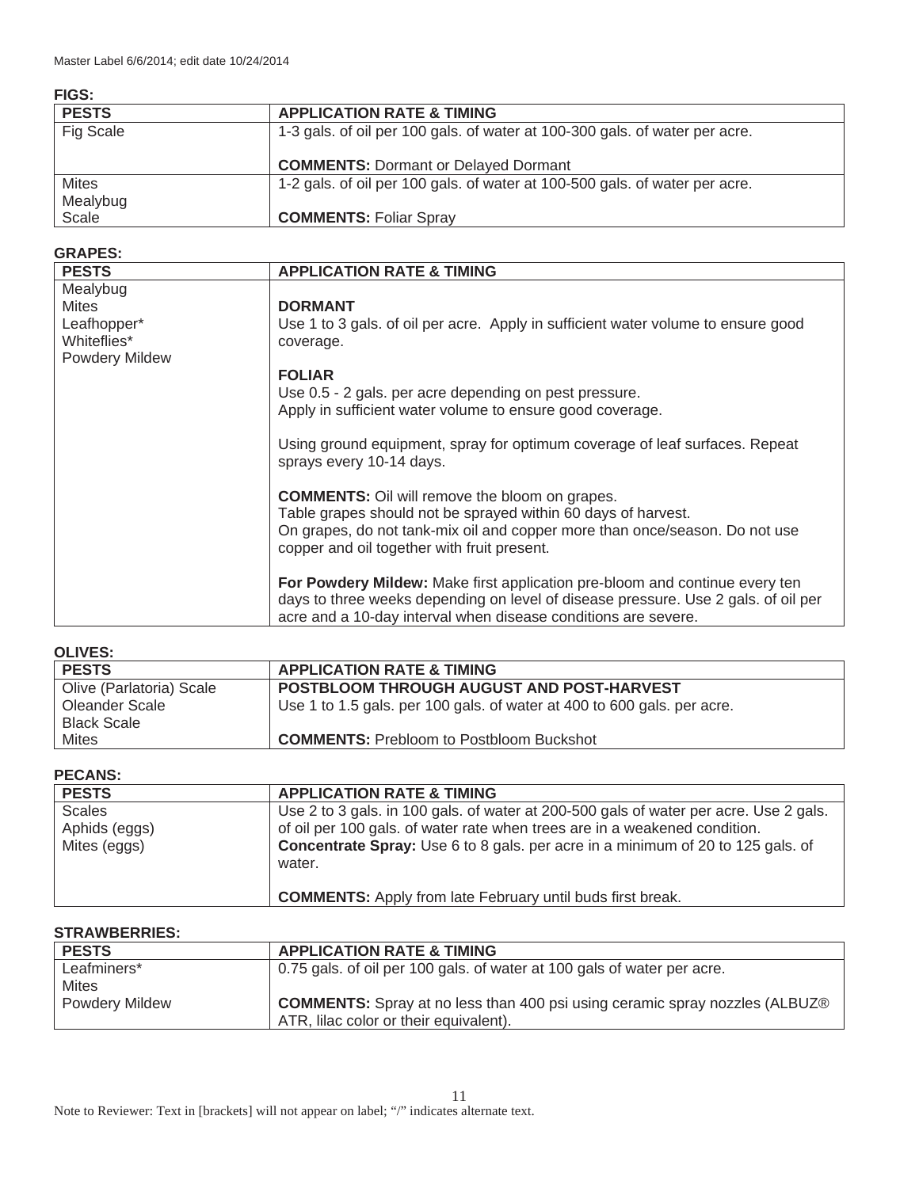**FIGS:**

| PESTS | APPLICATION RATE & TIMING |
| --- | --- |
| Fig Scale | 1-3 gals. of oil per 100 gals. of water at 100-300 gals. of water per acre.<br><br>**COMMENTS:** Dormant or Delayed Dormant |
| Mites<br>Mealybug<br>Scale | 1-2 gals. of oil per 100 gals. of water at 100-500 gals. of water per acre.<br><br>**COMMENTS:** Foliar Spray |

**GRAPES:**

| PESTS | APPLICATION RATE & TIMING |
| --- | --- |
| Mealybug<br>Mites<br>Leafhopper*<br>Whiteflies*<br>Powdery Mildew | **DORMANT**<br>Use 1 to 3 gals. of oil per acre. Apply in sufficient water volume to ensure good coverage.<br><br>**FOLIAR**<br>Use 0.5 - 2 gals. per acre depending on pest pressure.<br>Apply in sufficient water volume to ensure good coverage.<br><br>Using ground equipment, spray for optimum coverage of leaf surfaces. Repeat sprays every 10-14 days.<br><br>**COMMENTS:** Oil will remove the bloom on grapes.<br>Table grapes should not be sprayed within 60 days of harvest.<br>On grapes, do not tank-mix oil and copper more than once/season. Do not use copper and oil together with fruit present.<br><br>**For Powdery Mildew:** Make first application pre-bloom and continue every ten days to three weeks depending on level of disease pressure. Use 2 gals. of oil per acre and a 10-day interval when disease conditions are severe. |

**OLIVES:**

| PESTS | APPLICATION RATE & TIMING |
| --- | --- |
| Olive (Parlatoria) Scale<br>Oleander Scale<br>Black Scale<br>Mites | **POSTBLOOM THROUGH AUGUST AND POST-HARVEST**<br>Use 1 to 1.5 gals. per 100 gals. of water at 400 to 600 gals. per acre.<br><br>**COMMENTS:** Prebloom to Postbloom Buckshot |

**PECANS:**

| PESTS | APPLICATION RATE & TIMING |
| --- | --- |
| Scales<br>Aphids (eggs)<br>Mites (eggs) | Use 2 to 3 gals. in 100 gals. of water at 200-500 gals of water per acre. Use 2 gals. of oil per 100 gals. of water rate when trees are in a weakened condition.<br>**Concentrate Spray:** Use 6 to 8 gals. per acre in a minimum of 20 to 125 gals. of water.<br><br>**COMMENTS:** Apply from late February until buds first break. |

**STRAWBERRIES:**

| PESTS | APPLICATION RATE & TIMING |
| --- | --- |
| Leafminers*<br>Mites<br>Powdery Mildew | 0.75 gals. of oil per 100 gals. of water at 100 gals of water per acre.<br><br>**COMMENTS:** Spray at no less than 400 psi using ceramic spray nozzles (ALBUZ® ATR, lilac color or their equivalent). |

Note to Reviewer: Text in [brackets] will not appear on label; "/" indicates alternate text.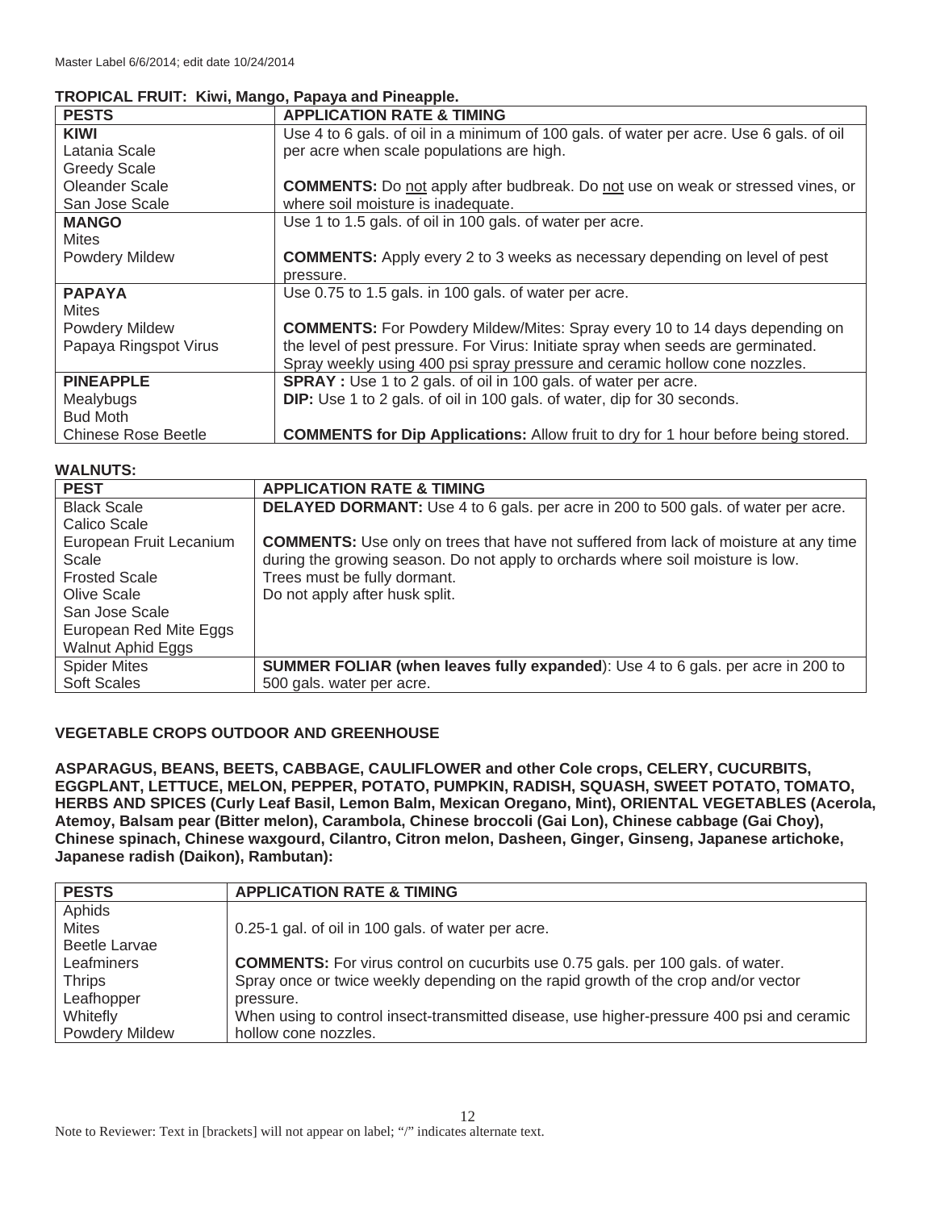**TROPICAL FRUIT: Kiwi, Mango, Papaya and Pineapple.**

| PESTS | APPLICATION RATE & TIMING |
|---|---|
| **KIWI**<br>Latania Scale<br>Greedy Scale<br>Oleander Scale<br>San Jose Scale | Use 4 to 6 gals. of oil in a minimum of 100 gals. of water per acre. Use 6 gals. of oil per acre when scale populations are high.<br><br>**COMMENTS:** Do not apply after budbreak. Do not use on weak or stressed vines, or where soil moisture is inadequate. |
| **MANGO**<br>Mites<br>Powdery Mildew | Use 1 to 1.5 gals. of oil in 100 gals. of water per acre.<br><br>**COMMENTS:** Apply every 2 to 3 weeks as necessary depending on level of pest pressure. |
| **PAPAYA**<br>Mites<br>Powdery Mildew<br>Papaya Ringspot Virus | Use 0.75 to 1.5 gals. in 100 gals. of water per acre.<br><br>**COMMENTS:** For Powdery Mildew/Mites: Spray every 10 to 14 days depending on the level of pest pressure. For Virus: Initiate spray when seeds are germinated. Spray weekly using 400 psi spray pressure and ceramic hollow cone nozzles. |
| **PINEAPPLE**<br>Mealybugs<br>Bud Moth<br>Chinese Rose Beetle | **SPRAY :** Use 1 to 2 gals. of oil in 100 gals. of water per acre.<br>**DIP:** Use 1 to 2 gals. of oil in 100 gals. of water, dip for 30 seconds.<br><br>**COMMENTS for Dip Applications:** Allow fruit to dry for 1 hour before being stored. |

**WALNUTS:**

| PEST | APPLICATION RATE & TIMING |
|---|---|
| Black Scale<br>Calico Scale<br>European Fruit Lecanium Scale<br>Frosted Scale<br>Olive Scale<br>San Jose Scale<br>European Red Mite Eggs<br>Walnut Aphid Eggs | **DELAYED DORMANT:** Use 4 to 6 gals. per acre in 200 to 500 gals. of water per acre.<br><br>**COMMENTS:** Use only on trees that have not suffered from lack of moisture at any time during the growing season. Do not apply to orchards where soil moisture is low.<br>Trees must be fully dormant.<br>Do not apply after husk split. |
| Spider Mites<br>Soft Scales | **SUMMER FOLIAR (when leaves fully expanded**): Use 4 to 6 gals. per acre in 200 to 500 gals. water per acre. |

**VEGETABLE CROPS OUTDOOR AND GREENHOUSE**

**ASPARAGUS, BEANS, BEETS, CABBAGE, CAULIFLOWER and other Cole crops, CELERY, CUCURBITS, EGGPLANT, LETTUCE, MELON, PEPPER, POTATO, PUMPKIN, RADISH, SQUASH, SWEET POTATO, TOMATO, HERBS AND SPICES (Curly Leaf Basil, Lemon Balm, Mexican Oregano, Mint), ORIENTAL VEGETABLES (Acerola, Atemoy, Balsam pear (Bitter melon), Carambola, Chinese broccoli (Gai Lon), Chinese cabbage (Gai Choy), Chinese spinach, Chinese waxgourd, Cilantro, Citron melon, Dasheen, Ginger, Ginseng, Japanese artichoke, Japanese radish (Daikon), Rambutan):**

| PESTS | APPLICATION RATE & TIMING |
|---|---|
| Aphids<br>Mites<br>Beetle Larvae<br>Leafminers<br>Thrips<br>Leafhopper<br>Whitefly<br>Powdery Mildew | 0.25-1 gal. of oil in 100 gals. of water per acre.<br><br>**COMMENTS:** For virus control on cucurbits use 0.75 gals. per 100 gals. of water.<br>Spray once or twice weekly depending on the rapid growth of the crop and/or vector pressure.<br>When using to control insect-transmitted disease, use higher-pressure 400 psi and ceramic hollow cone nozzles. |

Note to Reviewer: Text in [brackets] will not appear on label; "/" indicates alternate text.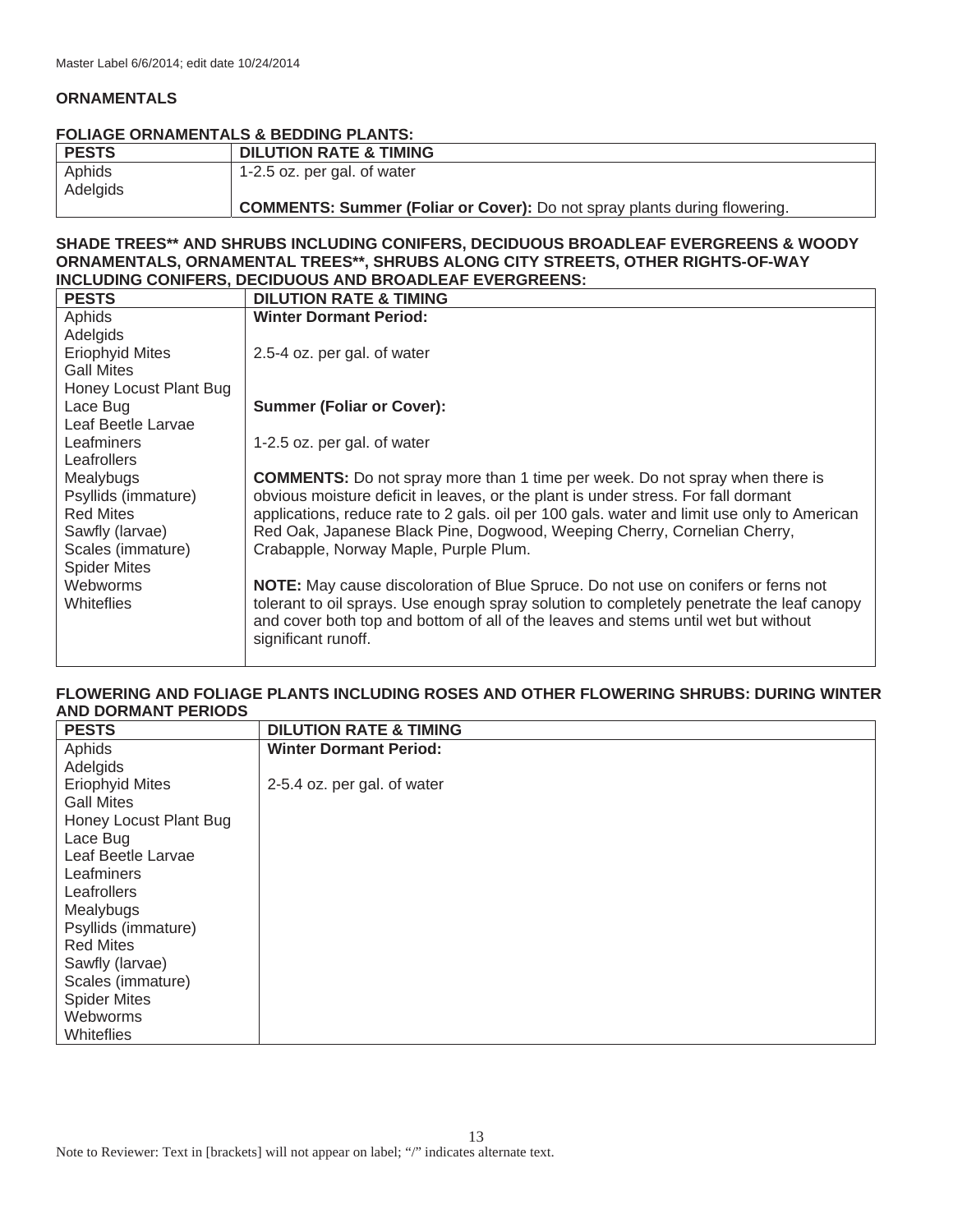Master Label 6/6/2014; edit date 10/24/2014

## ORNAMENTALS

### FOLIAGE ORNAMENTALS & BEDDING PLANTS:

| PESTS | DILUTION RATE & TIMING |
|---|---|
| Aphids<br>Adelgids | 1-2.5 oz. per gal. of water<br><br>**COMMENTS: Summer (Foliar or Cover):** Do not spray plants during flowering. |

### SHADE TREES** AND SHRUBS INCLUDING CONIFERS, DECIDUOUS BROADLEAF EVERGREENS & WOODY ORNAMENTALS, ORNAMENTAL TREES**, SHRUBS ALONG CITY STREETS, OTHER RIGHTS-OF-WAY INCLUDING CONIFERS, DECIDUOUS AND BROADLEAF EVERGREENS:

| PESTS | DILUTION RATE & TIMING |
|---|---|
| Aphids<br>Adelgids<br>Eriophyid Mites<br>Gall Mites<br>Honey Locust Plant Bug<br>Lace Bug<br>Leaf Beetle Larvae<br>Leafminers<br>Leafrollers<br>Mealybugs<br>Psyllids (immature)<br>Red Mites<br>Sawfly (larvae)<br>Scales (immature)<br>Spider Mites<br>Webworms<br>Whiteflies | **Winter Dormant Period:**<br><br>2.5-4 oz. per gal. of water<br><br>**Summer (Foliar or Cover):**<br><br>1-2.5 oz. per gal. of water<br><br>**COMMENTS:** Do not spray more than 1 time per week. Do not spray when there is obvious moisture deficit in leaves, or the plant is under stress. For fall dormant applications, reduce rate to 2 gals. oil per 100 gals. water and limit use only to American Red Oak, Japanese Black Pine, Dogwood, Weeping Cherry, Cornelian Cherry, Crabapple, Norway Maple, Purple Plum.<br><br>**NOTE:** May cause discoloration of Blue Spruce. Do not use on conifers or ferns not tolerant to oil sprays. Use enough spray solution to completely penetrate the leaf canopy and cover both top and bottom of all of the leaves and stems until wet but without significant runoff. |

### FLOWERING AND FOLIAGE PLANTS INCLUDING ROSES AND OTHER FLOWERING SHRUBS: DURING WINTER AND DORMANT PERIODS

| PESTS | DILUTION RATE & TIMING |
|---|---|
| Aphids<br>Adelgids<br>Eriophyid Mites<br>Gall Mites<br>Honey Locust Plant Bug<br>Lace Bug<br>Leaf Beetle Larvae<br>Leafminers<br>Leafrollers<br>Mealybugs<br>Psyllids (immature)<br>Red Mites<br>Sawfly (larvae)<br>Scales (immature)<br>Spider Mites<br>Webworms<br>Whiteflies | **Winter Dormant Period:**<br><br>2-5.4 oz. per gal. of water |

Note to Reviewer: Text in [brackets] will not appear on label; "/" indicates alternate text.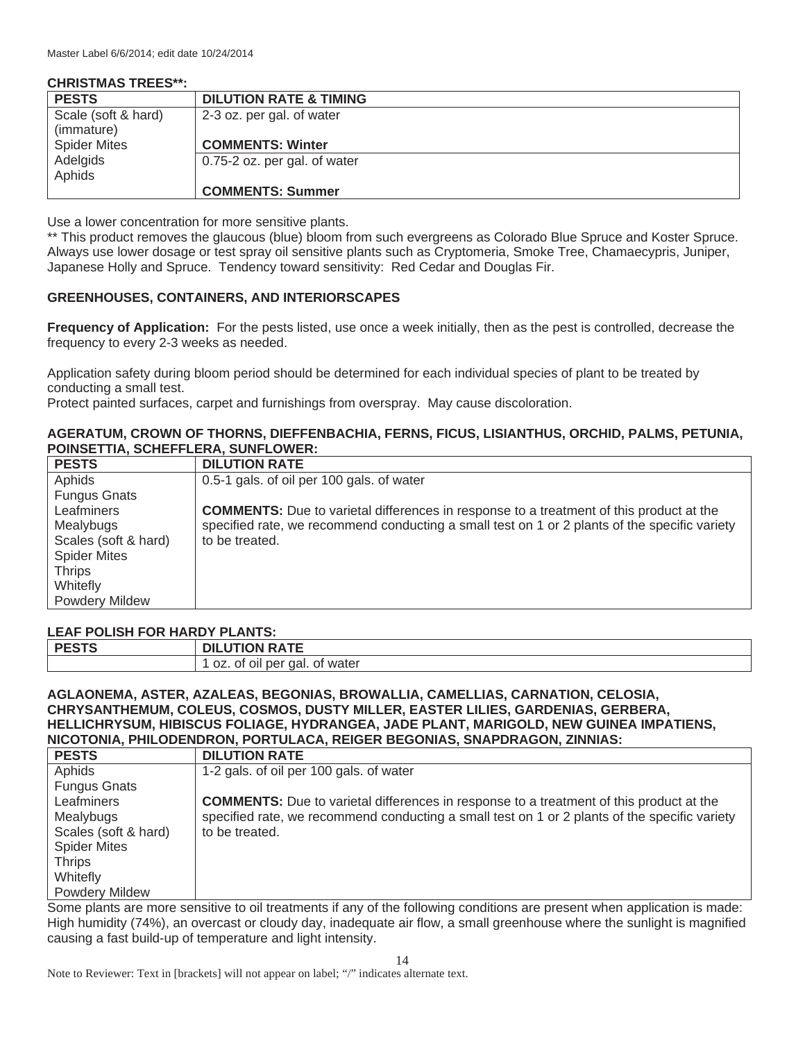**CHRISTMAS TREES\*\*:**

| PESTS | DILUTION RATE & TIMING |
|---|---|
| Scale (soft & hard) (immature) Spider Mites Adelgids Aphids | 2-3 oz. per gal. of water<br><br>**COMMENTS: Winter** |
| | 0.75-2 oz. per gal. of water<br><br>**COMMENTS: Summer** |

Use a lower concentration for more sensitive plants.

** This product removes the glaucous (blue) bloom from such evergreens as Colorado Blue Spruce and Koster Spruce. Always use lower dosage or test spray oil sensitive plants such as Cryptomeria, Smoke Tree, Chamaecypris, Juniper, Japanese Holly and Spruce. Tendency toward sensitivity: Red Cedar and Douglas Fir.

**GREENHOUSES, CONTAINERS, AND INTERIORSCAPES**

**Frequency of Application:** For the pests listed, use once a week initially, then as the pest is controlled, decrease the frequency to every 2-3 weeks as needed.

Application safety during bloom period should be determined for each individual species of plant to be treated by conducting a small test.
Protect painted surfaces, carpet and furnishings from overspray. May cause discoloration.

**AGERATUM, CROWN OF THORNS, DIEFFENBACHIA, FERNS, FICUS, LISIANTHUS, ORCHID, PALMS, PETUNIA, POINSETTIA, SCHEFFLERA, SUNFLOWER:**

| PESTS | DILUTION RATE |
|---|---|
| Aphids<br>Fungus Gnats<br>Leafminers<br>Mealybugs<br>Scales (soft & hard)<br>Spider Mites<br>Thrips<br>Whitefly<br>Powdery Mildew | 0.5-1 gals. of oil per 100 gals. of water<br><br>**COMMENTS:** Due to varietal differences in response to a treatment of this product at the specified rate, we recommend conducting a small test on 1 or 2 plants of the specific variety to be treated. |

**LEAF POLISH FOR HARDY PLANTS:**

| PESTS | DILUTION RATE |
|---|---|
| | 1 oz. of oil per gal. of water |

**AGLAONEMA, ASTER, AZALEAS, BEGONIAS, BROWALLIA, CAMELLIAS, CARNATION, CELOSIA, CHRYSANTHEMUM, COLEUS, COSMOS, DUSTY MILLER, EASTER LILIES, GARDENIAS, GERBERA, HELLICHRYSUM, HIBISCUS FOLIAGE, HYDRANGEA, JADE PLANT, MARIGOLD, NEW GUINEA IMPATIENS, NICOTONIA, PHILODENDRON, PORTULACA, REIGER BEGONIAS, SNAPDRAGON, ZINNIAS:**

| PESTS | DILUTION RATE |
|---|---|
| Aphids<br>Fungus Gnats<br>Leafminers<br>Mealybugs<br>Scales (soft & hard)<br>Spider Mites<br>Thrips<br>Whitefly<br>Powdery Mildew | 1-2 gals. of oil per 100 gals. of water<br><br>**COMMENTS:** Due to varietal differences in response to a treatment of this product at the specified rate, we recommend conducting a small test on 1 or 2 plants of the specific variety to be treated. |

Some plants are more sensitive to oil treatments if any of the following conditions are present when application is made: High humidity (74%), an overcast or cloudy day, inadequate air flow, a small greenhouse where the sunlight is magnified causing a fast build-up of temperature and light intensity.

Note to Reviewer: Text in [brackets] will not appear on label; "/" indicates alternate text.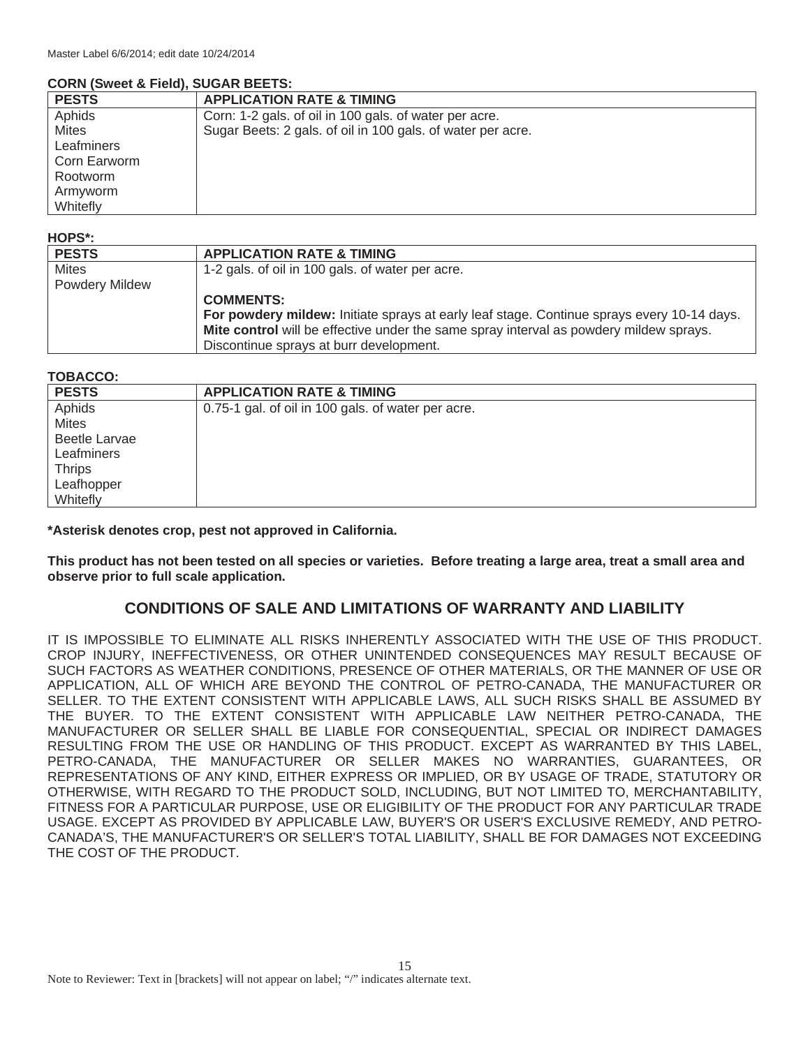**CORN (Sweet & Field), SUGAR BEETS:**

| PESTS | APPLICATION RATE & TIMING |
| --- | --- |
| Aphids<br>Mites<br>Leafminers<br>Corn Earworm<br>Rootworm<br>Armyworm<br>Whitefly | Corn: 1-2 gals. of oil in 100 gals. of water per acre.<br>Sugar Beets: 2 gals. of oil in 100 gals. of water per acre. |

**HOPS*:**

| PESTS | APPLICATION RATE & TIMING |
| --- | --- |
| Mites<br>Powdery Mildew | 1-2 gals. of oil in 100 gals. of water per acre.<br><br>**COMMENTS:**<br>**For powdery mildew:** Initiate sprays at early leaf stage. Continue sprays every 10-14 days.<br>**Mite control** will be effective under the same spray interval as powdery mildew sprays.<br>Discontinue sprays at burr development. |

**TOBACCO:**

| PESTS | APPLICATION RATE & TIMING |
| --- | --- |
| Aphids<br>Mites<br>Beetle Larvae<br>Leafminers<br>Thrips<br>Leafhopper<br>Whitefly | 0.75-1 gal. of oil in 100 gals. of water per acre. |

**\*Asterisk denotes crop, pest not approved in California.**

**This product has not been tested on all species or varieties. Before treating a large area, treat a small area and observe prior to full scale application.**

## CONDITIONS OF SALE AND LIMITATIONS OF WARRANTY AND LIABILITY

IT IS IMPOSSIBLE TO ELIMINATE ALL RISKS INHERENTLY ASSOCIATED WITH THE USE OF THIS PRODUCT. CROP INJURY, INEFFECTIVENESS, OR OTHER UNINTENDED CONSEQUENCES MAY RESULT BECAUSE OF SUCH FACTORS AS WEATHER CONDITIONS, PRESENCE OF OTHER MATERIALS, OR THE MANNER OF USE OR APPLICATION, ALL OF WHICH ARE BEYOND THE CONTROL OF PETRO-CANADA, THE MANUFACTURER OR SELLER. TO THE EXTENT CONSISTENT WITH APPLICABLE LAWS, ALL SUCH RISKS SHALL BE ASSUMED BY THE BUYER. TO THE EXTENT CONSISTENT WITH APPLICABLE LAW NEITHER PETRO-CANADA, THE MANUFACTURER OR SELLER SHALL BE LIABLE FOR CONSEQUENTIAL, SPECIAL OR INDIRECT DAMAGES RESULTING FROM THE USE OR HANDLING OF THIS PRODUCT. EXCEPT AS WARRANTED BY THIS LABEL, PETRO-CANADA, THE MANUFACTURER OR SELLER MAKES NO WARRANTIES, GUARANTEES, OR REPRESENTATIONS OF ANY KIND, EITHER EXPRESS OR IMPLIED, OR BY USAGE OF TRADE, STATUTORY OR OTHERWISE, WITH REGARD TO THE PRODUCT SOLD, INCLUDING, BUT NOT LIMITED TO, MERCHANTABILITY, FITNESS FOR A PARTICULAR PURPOSE, USE OR ELIGIBILITY OF THE PRODUCT FOR ANY PARTICULAR TRADE USAGE. EXCEPT AS PROVIDED BY APPLICABLE LAW, BUYER'S OR USER'S EXCLUSIVE REMEDY, AND PETRO-CANADA'S, THE MANUFACTURER'S OR SELLER'S TOTAL LIABILITY, SHALL BE FOR DAMAGES NOT EXCEEDING THE COST OF THE PRODUCT.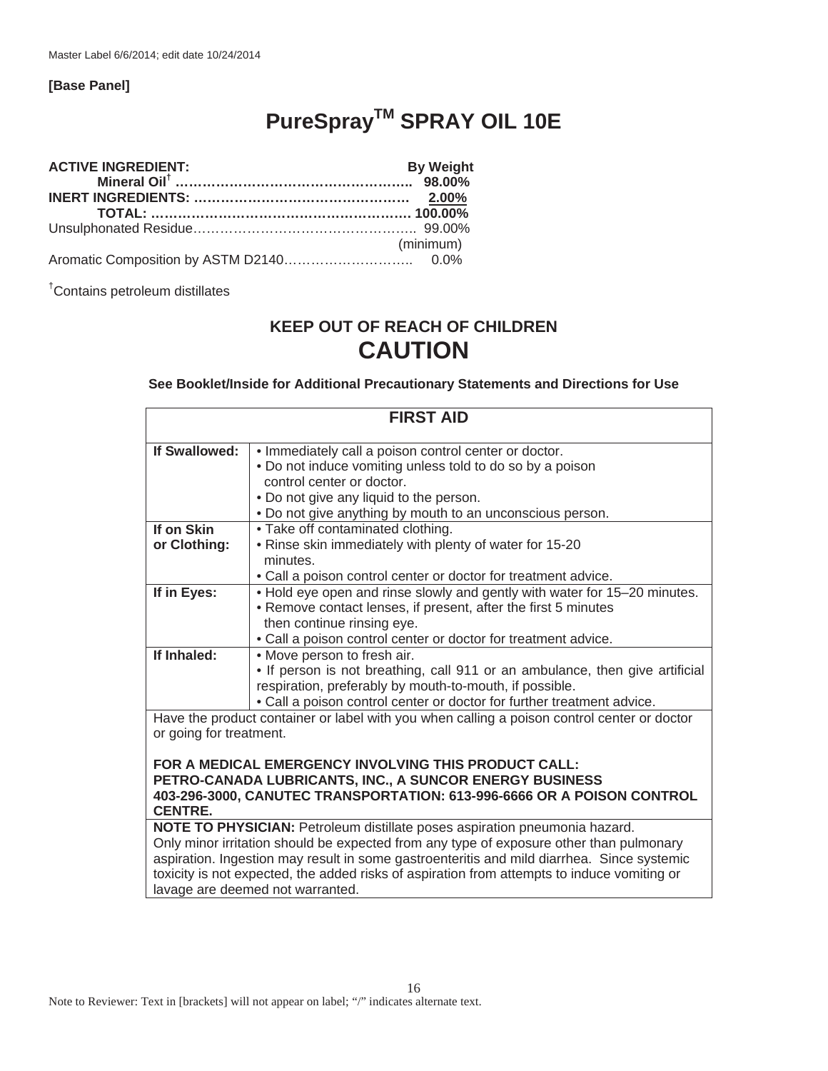Master Label 6/6/2014; edit date 10/24/2014

**[Base Panel]**

# PureSpray™ SPRAY OIL 10E

| **ACTIVE INGREDIENT:** | **By Weight** |
|---|---|
| **Mineral Oil†** | **98.00%** |
| **INERT INGREDIENTS:** | **2.00%** |
| **TOTAL:** | **100.00%** |
| Unsulphonated Residue | 99.00% (minimum) |
| Aromatic Composition by ASTM D2140 | 0.0% |

†Contains petroleum distillates

## KEEP OUT OF REACH OF CHILDREN

# CAUTION

**See Booklet/Inside for Additional Precautionary Statements and Directions for Use**

| **FIRST AID** | |
|---|---|
| **If Swallowed:** | • Immediately call a poison control center or doctor.<br>• Do not induce vomiting unless told to do so by a poison control center or doctor.<br>• Do not give any liquid to the person.<br>• Do not give anything by mouth to an unconscious person. |
| **If on Skin or Clothing:** | • Take off contaminated clothing.<br>• Rinse skin immediately with plenty of water for 15-20 minutes.<br>• Call a poison control center or doctor for treatment advice. |
| **If in Eyes:** | • Hold eye open and rinse slowly and gently with water for 15–20 minutes.<br>• Remove contact lenses, if present, after the first 5 minutes then continue rinsing eye.<br>• Call a poison control center or doctor for treatment advice. |
| **If Inhaled:** | • Move person to fresh air.<br>• If person is not breathing, call 911 or an ambulance, then give artificial respiration, preferably by mouth-to-mouth, if possible.<br>• Call a poison control center or doctor for further treatment advice. |
| Have the product container or label with you when calling a poison control center or doctor or going for treatment.<br><br>**FOR A MEDICAL EMERGENCY INVOLVING THIS PRODUCT CALL: PETRO-CANADA LUBRICANTS, INC., A SUNCOR ENERGY BUSINESS 403-296-3000, CANUTEC TRANSPORTATION: 613-996-6666 OR A POISON CONTROL CENTRE.** | |
| **NOTE TO PHYSICIAN:** Petroleum distillate poses aspiration pneumonia hazard. Only minor irritation should be expected from any type of exposure other than pulmonary aspiration. Ingestion may result in some gastroenteritis and mild diarrhea. Since systemic toxicity is not expected, the added risks of aspiration from attempts to induce vomiting or lavage are deemed not warranted. | |

Note to Reviewer: Text in [brackets] will not appear on label; "/" indicates alternate text.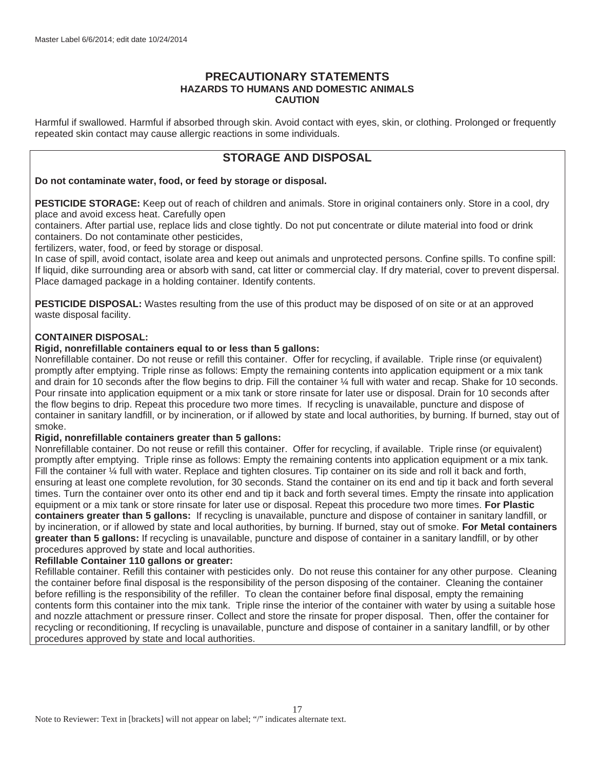## PRECAUTIONARY STATEMENTS

### HAZARDS TO HUMANS AND DOMESTIC ANIMALS

### CAUTION

Harmful if swallowed. Harmful if absorbed through skin. Avoid contact with eyes, skin, or clothing. Prolonged or frequently repeated skin contact may cause allergic reactions in some individuals.

## STORAGE AND DISPOSAL

**Do not contaminate water, food, or feed by storage or disposal.**

**PESTICIDE STORAGE:** Keep out of reach of children and animals. Store in original containers only. Store in a cool, dry place and avoid excess heat. Carefully open containers. After partial use, replace lids and close tightly. Do not put concentrate or dilute material into food or drink containers. Do not contaminate other pesticides, fertilizers, water, food, or feed by storage or disposal.

In case of spill, avoid contact, isolate area and keep out animals and unprotected persons. Confine spills. To confine spill: If liquid, dike surrounding area or absorb with sand, cat litter or commercial clay. If dry material, cover to prevent dispersal. Place damaged package in a holding container. Identify contents.

**PESTICIDE DISPOSAL:** Wastes resulting from the use of this product may be disposed of on site or at an approved waste disposal facility.

**CONTAINER DISPOSAL:**

**Rigid, nonrefillable containers equal to or less than 5 gallons:**

Nonrefillable container. Do not reuse or refill this container. Offer for recycling, if available. Triple rinse (or equivalent) promptly after emptying. Triple rinse as follows: Empty the remaining contents into application equipment or a mix tank and drain for 10 seconds after the flow begins to drip. Fill the container ¼ full with water and recap. Shake for 10 seconds. Pour rinsate into application equipment or a mix tank or store rinsate for later use or disposal. Drain for 10 seconds after the flow begins to drip. Repeat this procedure two more times. If recycling is unavailable, puncture and dispose of container in sanitary landfill, or by incineration, or if allowed by state and local authorities, by burning. If burned, stay out of smoke.

**Rigid, nonrefillable containers greater than 5 gallons:**

Nonrefillable container. Do not reuse or refill this container. Offer for recycling, if available. Triple rinse (or equivalent) promptly after emptying. Triple rinse as follows: Empty the remaining contents into application equipment or a mix tank. Fill the container ¼ full with water. Replace and tighten closures. Tip container on its side and roll it back and forth, ensuring at least one complete revolution, for 30 seconds. Stand the container on its end and tip it back and forth several times. Turn the container over onto its other end and tip it back and forth several times. Empty the rinsate into application equipment or a mix tank or store rinsate for later use or disposal. Repeat this procedure two more times. **For Plastic containers greater than 5 gallons:** If recycling is unavailable, puncture and dispose of container in sanitary landfill, or by incineration, or if allowed by state and local authorities, by burning. If burned, stay out of smoke. **For Metal containers greater than 5 gallons:** If recycling is unavailable, puncture and dispose of container in a sanitary landfill, or by other procedures approved by state and local authorities.

**Refillable Container 110 gallons or greater:**

Refillable container. Refill this container with pesticides only. Do not reuse this container for any other purpose. Cleaning the container before final disposal is the responsibility of the person disposing of the container. Cleaning the container before refilling is the responsibility of the refiller. To clean the container before final disposal, empty the remaining contents form this container into the mix tank. Triple rinse the interior of the container with water by using a suitable hose and nozzle attachment or pressure rinser. Collect and store the rinsate for proper disposal. Then, offer the container for recycling or reconditioning, If recycling is unavailable, puncture and dispose of container in a sanitary landfill, or by other procedures approved by state and local authorities.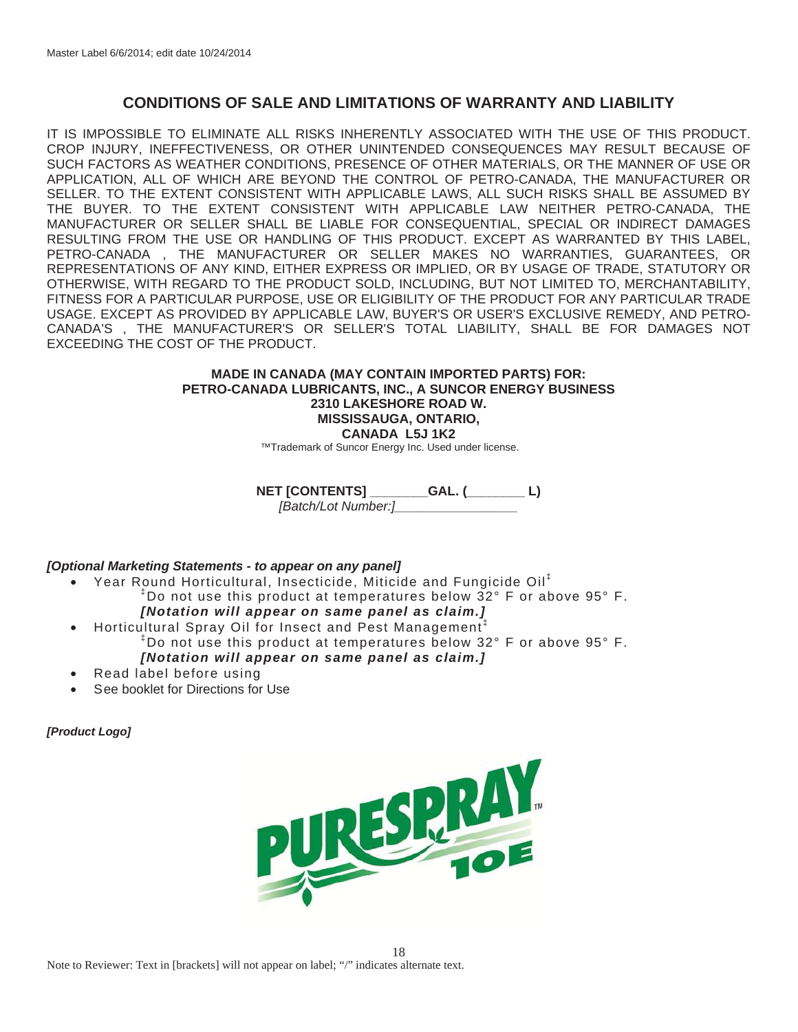## CONDITIONS OF SALE AND LIMITATIONS OF WARRANTY AND LIABILITY

IT IS IMPOSSIBLE TO ELIMINATE ALL RISKS INHERENTLY ASSOCIATED WITH THE USE OF THIS PRODUCT. CROP INJURY, INEFFECTIVENESS, OR OTHER UNINTENDED CONSEQUENCES MAY RESULT BECAUSE OF SUCH FACTORS AS WEATHER CONDITIONS, PRESENCE OF OTHER MATERIALS, OR THE MANNER OF USE OR APPLICATION, ALL OF WHICH ARE BEYOND THE CONTROL OF PETRO-CANADA, THE MANUFACTURER OR SELLER. TO THE EXTENT CONSISTENT WITH APPLICABLE LAWS, ALL SUCH RISKS SHALL BE ASSUMED BY THE BUYER. TO THE EXTENT CONSISTENT WITH APPLICABLE LAW NEITHER PETRO-CANADA, THE MANUFACTURER OR SELLER SHALL BE LIABLE FOR CONSEQUENTIAL, SPECIAL OR INDIRECT DAMAGES RESULTING FROM THE USE OR HANDLING OF THIS PRODUCT. EXCEPT AS WARRANTED BY THIS LABEL, PETRO-CANADA , THE MANUFACTURER OR SELLER MAKES NO WARRANTIES, GUARANTEES, OR REPRESENTATIONS OF ANY KIND, EITHER EXPRESS OR IMPLIED, OR BY USAGE OF TRADE, STATUTORY OR OTHERWISE, WITH REGARD TO THE PRODUCT SOLD, INCLUDING, BUT NOT LIMITED TO, MERCHANTABILITY, FITNESS FOR A PARTICULAR PURPOSE, USE OR ELIGIBILITY OF THE PRODUCT FOR ANY PARTICULAR TRADE USAGE. EXCEPT AS PROVIDED BY APPLICABLE LAW, BUYER'S OR USER'S EXCLUSIVE REMEDY, AND PETRO-CANADA'S , THE MANUFACTURER'S OR SELLER'S TOTAL LIABILITY, SHALL BE FOR DAMAGES NOT EXCEEDING THE COST OF THE PRODUCT.

**MADE IN CANADA (MAY CONTAIN IMPORTED PARTS) FOR:**
**PETRO-CANADA LUBRICANTS, INC., A SUNCOR ENERGY BUSINESS**
**2310 LAKESHORE ROAD W.**
**MISSISSAUGA, ONTARIO,**
**CANADA L5J 1K2**

™Trademark of Suncor Energy Inc. Used under license.

**NET [CONTENTS] ________GAL. (________ L)**

*[Batch/Lot Number:]_________________*

***[Optional Marketing Statements - to appear on any panel]***

- Year Round Horticultural, Insecticide, Miticide and Fungicide Oil‡
  - ‡Do not use this product at temperatures below 32° F or above 95° F.
  - ***[Notation will appear on same panel as claim.]***
- Horticultural Spray Oil for Insect and Pest Management‡
  - ‡Do not use this product at temperatures below 32° F or above 95° F.
  - ***[Notation will appear on same panel as claim.]***
- Read label before using
- See booklet for Directions for Use

***[Product Logo]***

PURESPRAY™ 10E

Note to Reviewer: Text in [brackets] will not appear on label; "/" indicates alternate text.